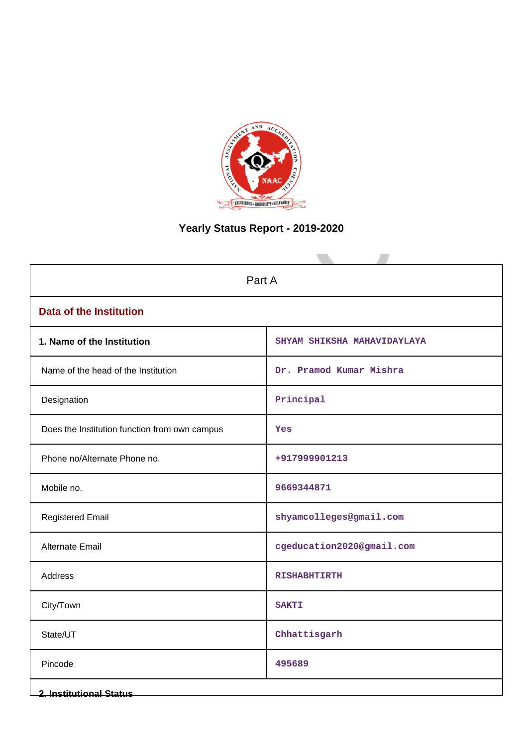# Yearly Status Report - 2019-2020

| Part A | |
|---|---|
| **Data of the Institution** | |
| **1. Name of the Institution** | SHYAM SHIKSHA MAHAVIDAYLAYA |
| Name of the head of the Institution | Dr. Pramod Kumar Mishra |
| Designation | Principal |
| Does the Institution function from own campus | Yes |
| Phone no/Alternate Phone no. | +917999901213 |
| Mobile no. | 9669344871 |
| Registered Email | shyamcolleges@gmail.com |
| Alternate Email | cgeducation2020@gmail.com |
| Address | RISHABHTIRTH |
| City/Town | SAKTI |
| State/UT | Chhattisgarh |
| Pincode | 495689 |

**2. Institutional Status**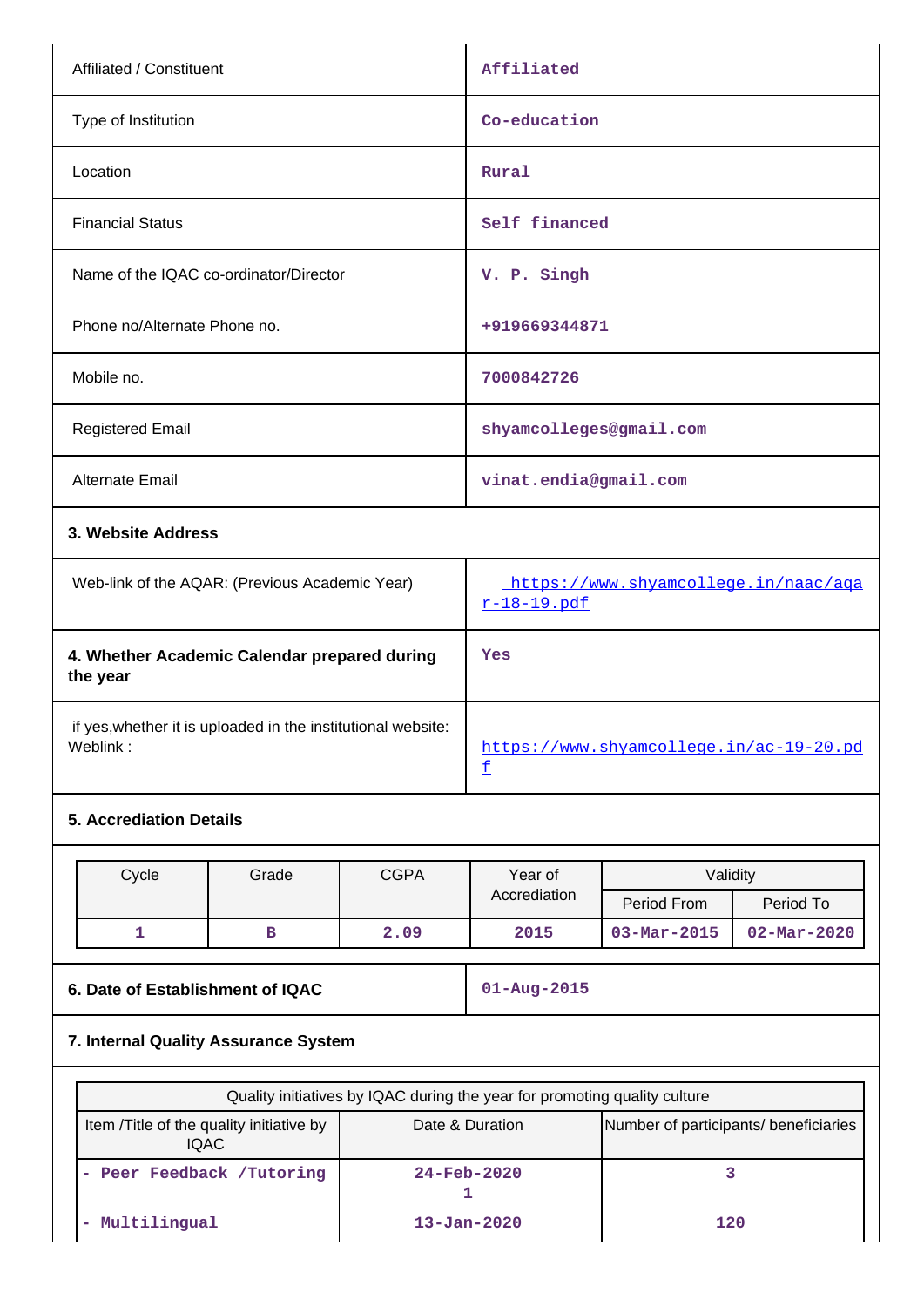| | |
|---|---|
| Affiliated / Constituent | Affiliated |
| Type of Institution | Co-education |
| Location | Rural |
| Financial Status | Self financed |
| Name of the IQAC co-ordinator/Director | V. P. Singh |
| Phone no/Alternate Phone no. | +919669344871 |
| Mobile no. | 7000842726 |
| Registered Email | shyamcolleges@gmail.com |
| Alternate Email | vinat.endia@gmail.com |

**3. Website Address**

| | |
|---|---|
| Web-link of the AQAR: (Previous Academic Year) | https://www.shyamcollege.in/naac/aqar-18-19.pdf |
| **4. Whether Academic Calendar prepared during the year** | Yes |
| if yes,whether it is uploaded in the institutional website: Weblink : | https://www.shyamcollege.in/ac-19-20.pdf |

**5. Accrediation Details**

| Cycle | Grade | CGPA | Year of Accrediation | Validity | |
|---|---|---|---|---|---|
| | | | | Period From | Period To |
| 1 | B | 2.09 | 2015 | 03-Mar-2015 | 02-Mar-2020 |

| | |
|---|---|
| **6. Date of Establishment of IQAC** | 01-Aug-2015 |

**7. Internal Quality Assurance System**

| Quality initiatives by IQAC during the year for promoting quality culture | | |
|---|---|---|
| Item /Title of the quality initiative by IQAC | Date & Duration | Number of participants/ beneficiaries |
| - Peer Feedback /Tutoring | 24-Feb-2020 1 | 3 |
| - Multilingual | 13-Jan-2020 | 120 |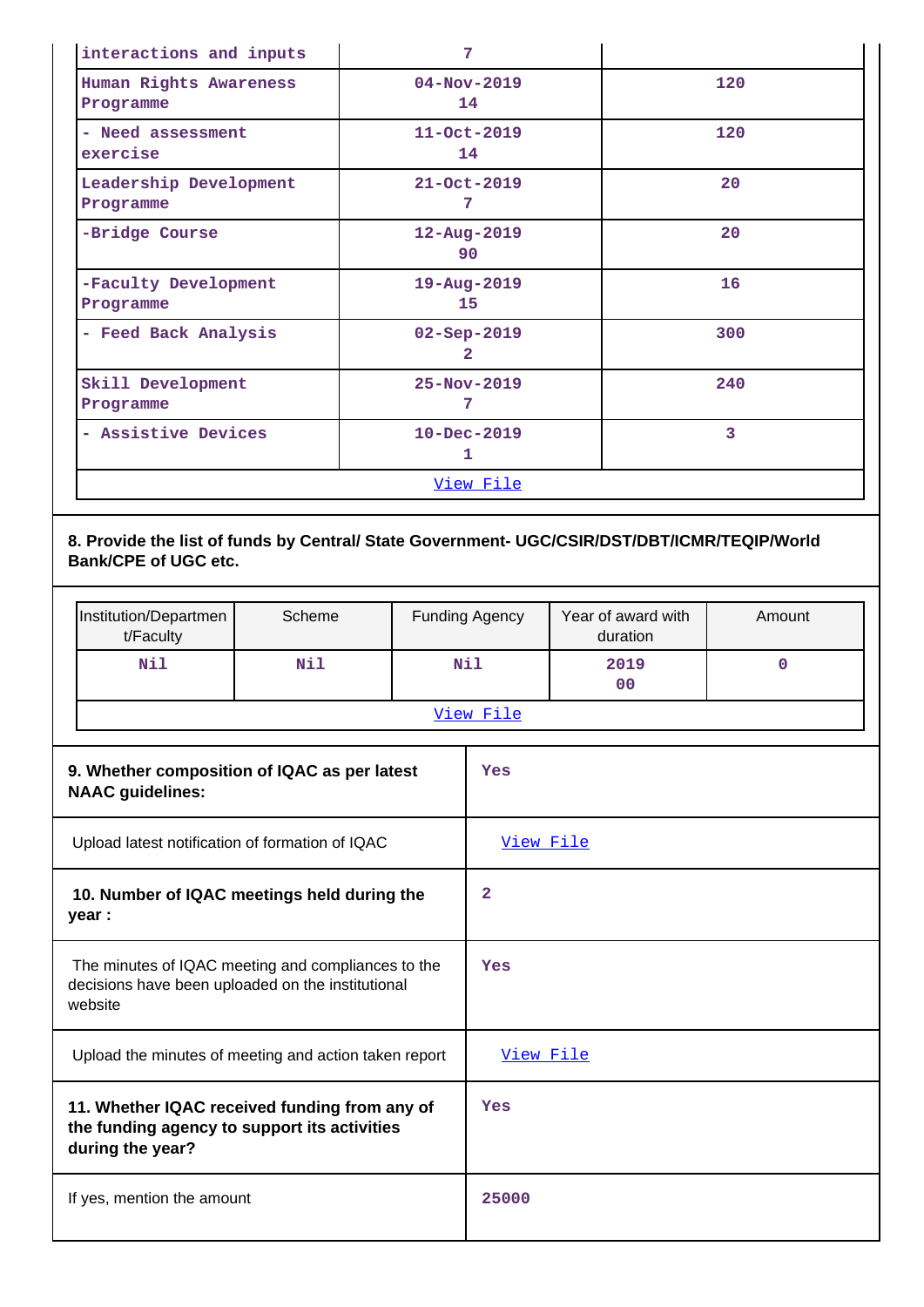| | | |
|---|---|---|
| interactions and inputs | 7 | |
| Human Rights Awareness Programme | 04-Nov-2019<br>14 | 120 |
| - Need assessment exercise | 11-Oct-2019<br>14 | 120 |
| Leadership Development Programme | 21-Oct-2019<br>7 | 20 |
| -Bridge Course | 12-Aug-2019<br>90 | 20 |
| -Faculty Development Programme | 19-Aug-2019<br>15 | 16 |
| - Feed Back Analysis | 02-Sep-2019<br>2 | 300 |
| Skill Development Programme | 25-Nov-2019<br>7 | 240 |
| - Assistive Devices | 10-Dec-2019<br>1 | 3 |
| View File | | |

**8. Provide the list of funds by Central/ State Government- UGC/CSIR/DST/DBT/ICMR/TEQIP/World Bank/CPE of UGC etc.**

| Institution/Department/Faculty | Scheme | Funding Agency | Year of award with duration | Amount |
|---|---|---|---|---|
| Nil | Nil | Nil | 2019<br>00 | 0 |
| View File | | | | |

| | |
|---|---|
| **9. Whether composition of IQAC as per latest NAAC guidelines:** | Yes |
| Upload latest notification of formation of IQAC | View File |
| **10. Number of IQAC meetings held during the year :** | 2 |
| The minutes of IQAC meeting and compliances to the decisions have been uploaded on the institutional website | Yes |
| Upload the minutes of meeting and action taken report | View File |
| **11. Whether IQAC received funding from any of the funding agency to support its activities during the year?** | Yes |
| If yes, mention the amount | 25000 |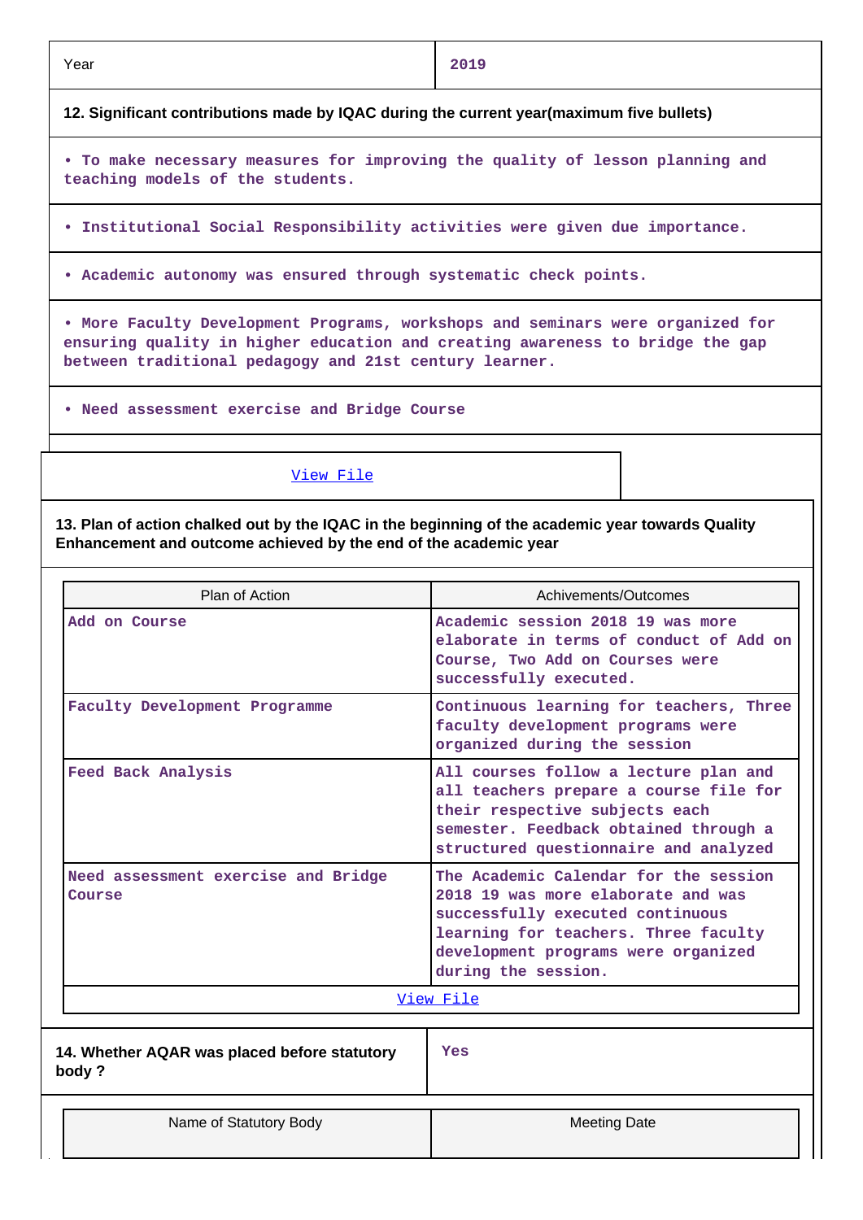| Year | 2019 |
|---|---|

**12. Significant contributions made by IQAC during the current year(maximum five bullets)**

• To make necessary measures for improving the quality of lesson planning and teaching models of the students.

• Institutional Social Responsibility activities were given due importance.

• Academic autonomy was ensured through systematic check points.

• More Faculty Development Programs, workshops and seminars were organized for ensuring quality in higher education and creating awareness to bridge the gap between traditional pedagogy and 21st century learner.

• Need assessment exercise and Bridge Course

View File

**13. Plan of action chalked out by the IQAC in the beginning of the academic year towards Quality Enhancement and outcome achieved by the end of the academic year**

| Plan of Action | Achivements/Outcomes |
|---|---|
| Add on Course | Academic session 2018 19 was more elaborate in terms of conduct of Add on Course, Two Add on Courses were successfully executed. |
| Faculty Development Programme | Continuous learning for teachers, Three faculty development programs were organized during the session |
| Feed Back Analysis | All courses follow a lecture plan and all teachers prepare a course file for their respective subjects each semester. Feedback obtained through a structured questionnaire and analyzed |
| Need assessment exercise and Bridge Course | The Academic Calendar for the session 2018 19 was more elaborate and was successfully executed continuous learning for teachers. Three faculty development programs were organized during the session. |

View File

| 14. Whether AQAR was placed before statutory body ? | Yes |
|---|---|

| Name of Statutory Body | Meeting Date |
|---|---|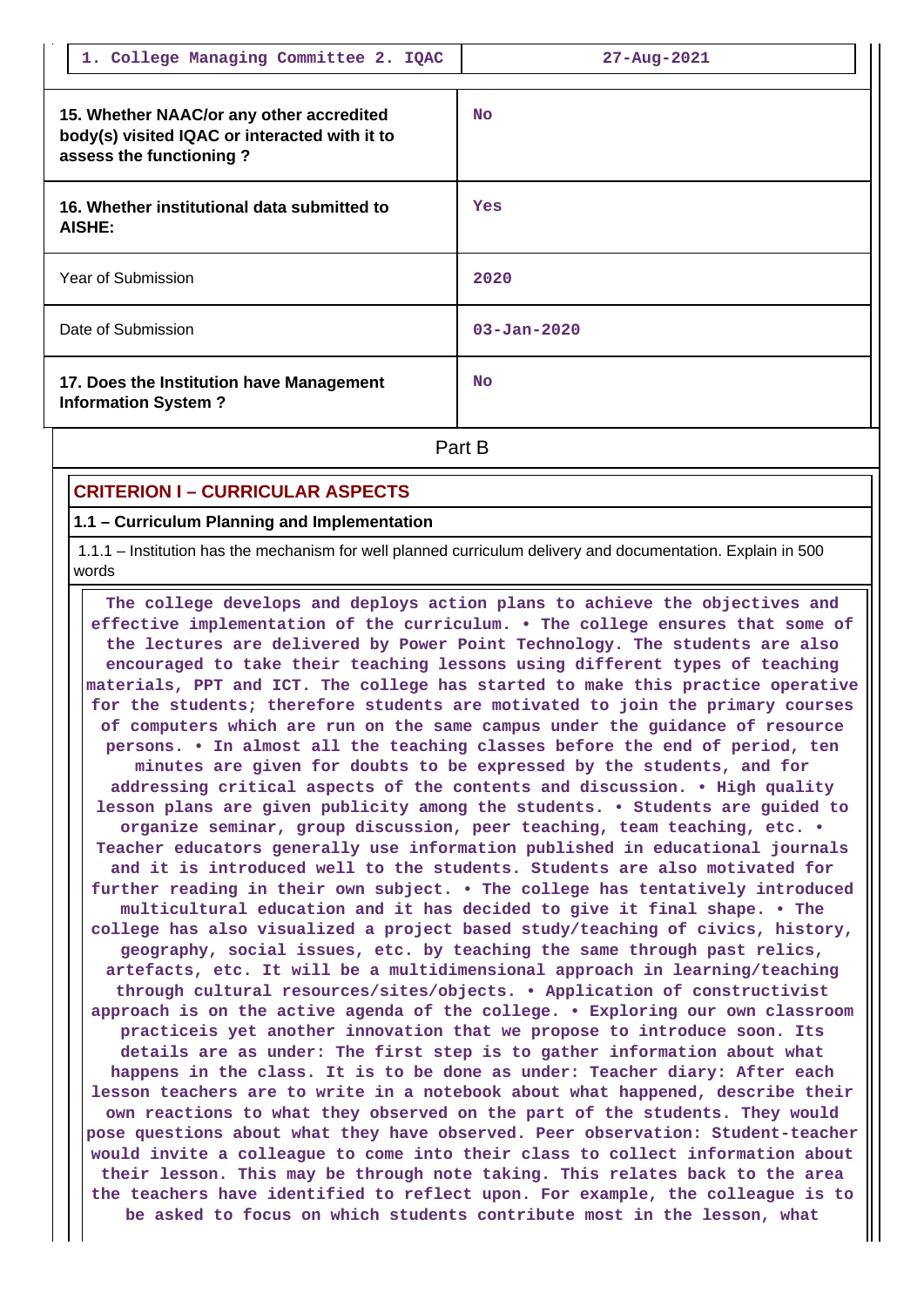| 1. College Managing Committee 2. IQAC | 27-Aug-2021 |
|---|---|
| 15. Whether NAAC/or any other accredited body(s) visited IQAC or interacted with it to assess the functioning ? | No |
| 16. Whether institutional data submitted to AISHE: | Yes |
| Year of Submission | 2020 |
| Date of Submission | 03-Jan-2020 |
| 17. Does the Institution have Management Information System ? | No |

## Part B

### CRITERION I – CURRICULAR ASPECTS

**1.1 – Curriculum Planning and Implementation**

1.1.1 – Institution has the mechanism for well planned curriculum delivery and documentation. Explain in 500 words

The college develops and deploys action plans to achieve the objectives and effective implementation of the curriculum. • The college ensures that some of the lectures are delivered by Power Point Technology. The students are also encouraged to take their teaching lessons using different types of teaching materials, PPT and ICT. The college has started to make this practice operative for the students; therefore students are motivated to join the primary courses of computers which are run on the same campus under the guidance of resource persons. • In almost all the teaching classes before the end of period, ten minutes are given for doubts to be expressed by the students, and for addressing critical aspects of the contents and discussion. • High quality lesson plans are given publicity among the students. • Students are guided to organize seminar, group discussion, peer teaching, team teaching, etc. • Teacher educators generally use information published in educational journals and it is introduced well to the students. Students are also motivated for further reading in their own subject. • The college has tentatively introduced multicultural education and it has decided to give it final shape. • The college has also visualized a project based study/teaching of civics, history, geography, social issues, etc. by teaching the same through past relics, artefacts, etc. It will be a multidimensional approach in learning/teaching through cultural resources/sites/objects. • Application of constructivist approach is on the active agenda of the college. • Exploring our own classroom practiceis yet another innovation that we propose to introduce soon. Its details are as under: The first step is to gather information about what happens in the class. It is to be done as under: Teacher diary: After each lesson teachers are to write in a notebook about what happened, describe their own reactions to what they observed on the part of the students. They would pose questions about what they have observed. Peer observation: Student-teacher would invite a colleague to come into their class to collect information about their lesson. This may be through note taking. This relates back to the area the teachers have identified to reflect upon. For example, the colleague is to be asked to focus on which students contribute most in the lesson, what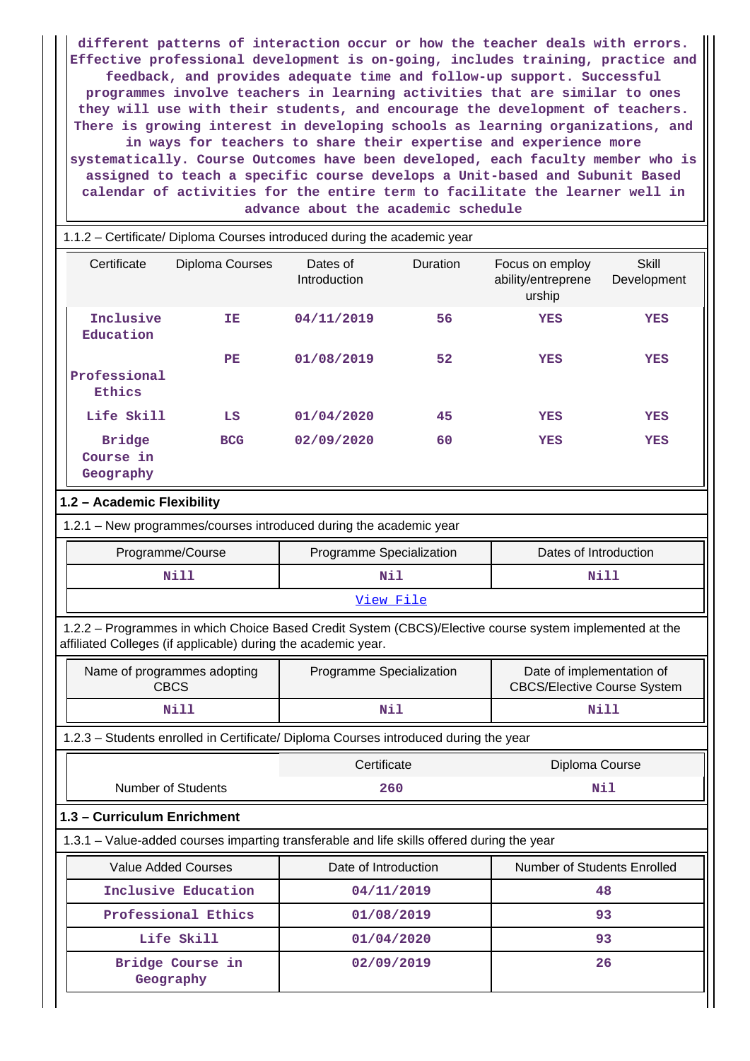**different patterns of interaction occur or how the teacher deals with errors. Effective professional development is on-going, includes training, practice and feedback, and provides adequate time and follow-up support. Successful programmes involve teachers in learning activities that are similar to ones they will use with their students, and encourage the development of teachers. There is growing interest in developing schools as learning organizations, and in ways for teachers to share their expertise and experience more systematically. Course Outcomes have been developed, each faculty member who is assigned to teach a specific course develops a Unit-based and Subunit Based calendar of activities for the entire term to facilitate the learner well in advance about the academic schedule**

1.1.2 – Certificate/ Diploma Courses introduced during the academic year

| Certificate | Diploma Courses | Dates of Introduction | Duration | Focus on employ ability/entreprene urship | Skill Development |
|---|---|---|---|---|---|
| Inclusive Education | IE | 04/11/2019 | 56 | YES | YES |
| Professional Ethics | PE | 01/08/2019 | 52 | YES | YES |
| Life Skill | LS | 01/04/2020 | 45 | YES | YES |
| Bridge Course in Geography | BCG | 02/09/2020 | 60 | YES | YES |

## 1.2 – Academic Flexibility

1.2.1 – New programmes/courses introduced during the academic year

| Programme/Course | Programme Specialization | Dates of Introduction |
|---|---|---|
| Nill | Nil | Nill |
| View File | | |

1.2.2 – Programmes in which Choice Based Credit System (CBCS)/Elective course system implemented at the affiliated Colleges (if applicable) during the academic year.

| Name of programmes adopting CBCS | Programme Specialization | Date of implementation of CBCS/Elective Course System |
|---|---|---|
| Nill | Nil | Nill |

1.2.3 – Students enrolled in Certificate/ Diploma Courses introduced during the year

| | Certificate | Diploma Course |
|---|---|---|
| Number of Students | 260 | Nil |

## 1.3 – Curriculum Enrichment

1.3.1 – Value-added courses imparting transferable and life skills offered during the year

| Value Added Courses | Date of Introduction | Number of Students Enrolled |
|---|---|---|
| Inclusive Education | 04/11/2019 | 48 |
| Professional Ethics | 01/08/2019 | 93 |
| Life Skill | 01/04/2020 | 93 |
| Bridge Course in Geography | 02/09/2019 | 26 |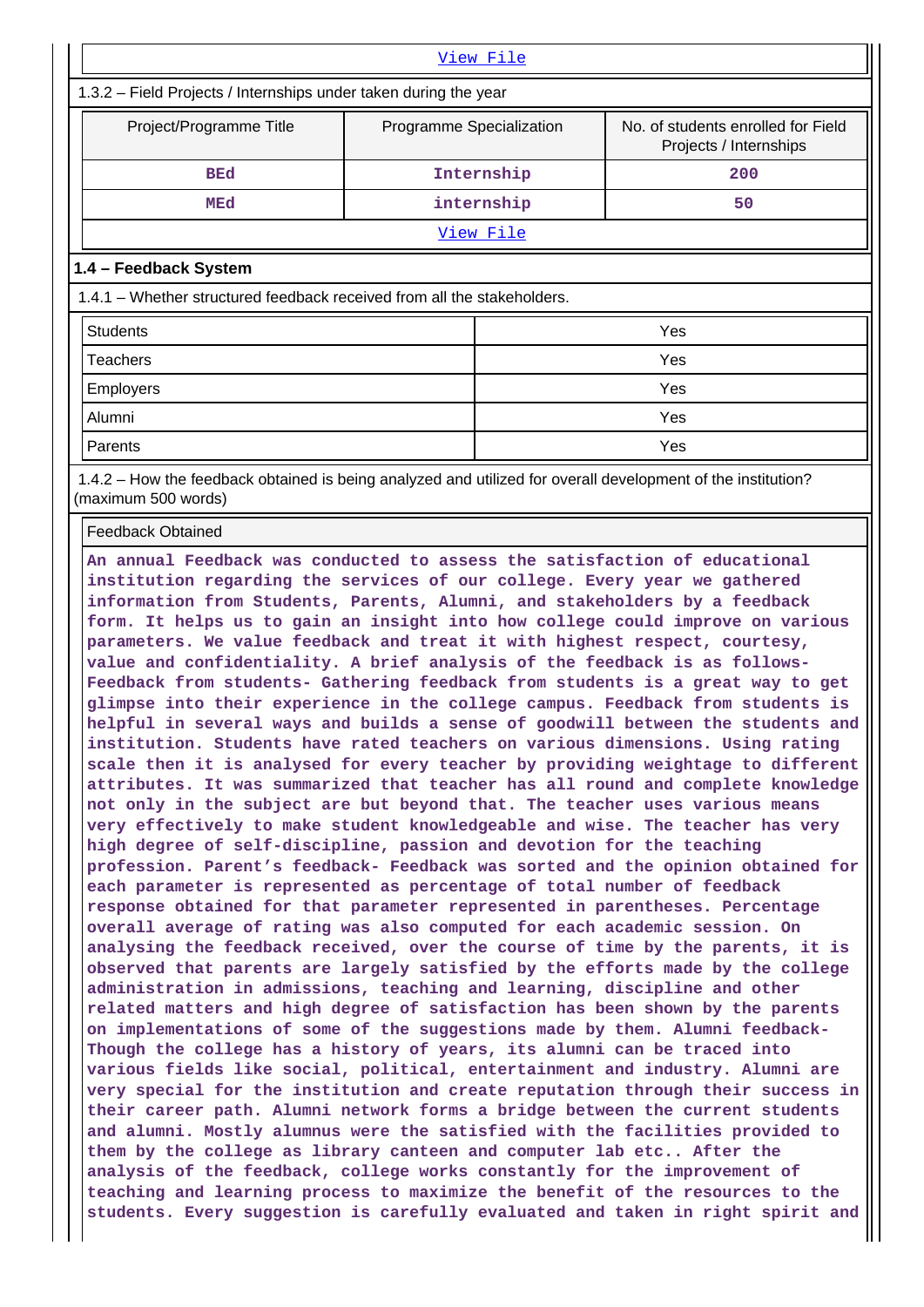[View File]

1.3.2 – Field Projects / Internships under taken during the year

| Project/Programme Title | Programme Specialization | No. of students enrolled for Field Projects / Internships |
|---|---|---|
| BEd | Internship | 200 |
| MEd | internship | 50 |

[View File]

### 1.4 – Feedback System

1.4.1 – Whether structured feedback received from all the stakeholders.

| | |
|---|---|
| Students | Yes |
| Teachers | Yes |
| Employers | Yes |
| Alumni | Yes |
| Parents | Yes |

1.4.2 – How the feedback obtained is being analyzed and utilized for overall development of the institution? (maximum 500 words)

Feedback Obtained

An annual Feedback was conducted to assess the satisfaction of educational institution regarding the services of our college. Every year we gathered information from Students, Parents, Alumni, and stakeholders by a feedback form. It helps us to gain an insight into how college could improve on various parameters. We value feedback and treat it with highest respect, courtesy, value and confidentiality. A brief analysis of the feedback is as follows-Feedback from students- Gathering feedback from students is a great way to get glimpse into their experience in the college campus. Feedback from students is helpful in several ways and builds a sense of goodwill between the students and institution. Students have rated teachers on various dimensions. Using rating scale then it is analysed for every teacher by providing weightage to different attributes. It was summarized that teacher has all round and complete knowledge not only in the subject are but beyond that. The teacher uses various means very effectively to make student knowledgeable and wise. The teacher has very high degree of self-discipline, passion and devotion for the teaching profession. Parent's feedback- Feedback was sorted and the opinion obtained for each parameter is represented as percentage of total number of feedback response obtained for that parameter represented in parentheses. Percentage overall average of rating was also computed for each academic session. On analysing the feedback received, over the course of time by the parents, it is observed that parents are largely satisfied by the efforts made by the college administration in admissions, teaching and learning, discipline and other related matters and high degree of satisfaction has been shown by the parents on implementations of some of the suggestions made by them. Alumni feedback-Though the college has a history of years, its alumni can be traced into various fields like social, political, entertainment and industry. Alumni are very special for the institution and create reputation through their success in their career path. Alumni network forms a bridge between the current students and alumni. Mostly alumnus were the satisfied with the facilities provided to them by the college as library canteen and computer lab etc.. After the analysis of the feedback, college works constantly for the improvement of teaching and learning process to maximize the benefit of the resources to the students. Every suggestion is carefully evaluated and taken in right spirit and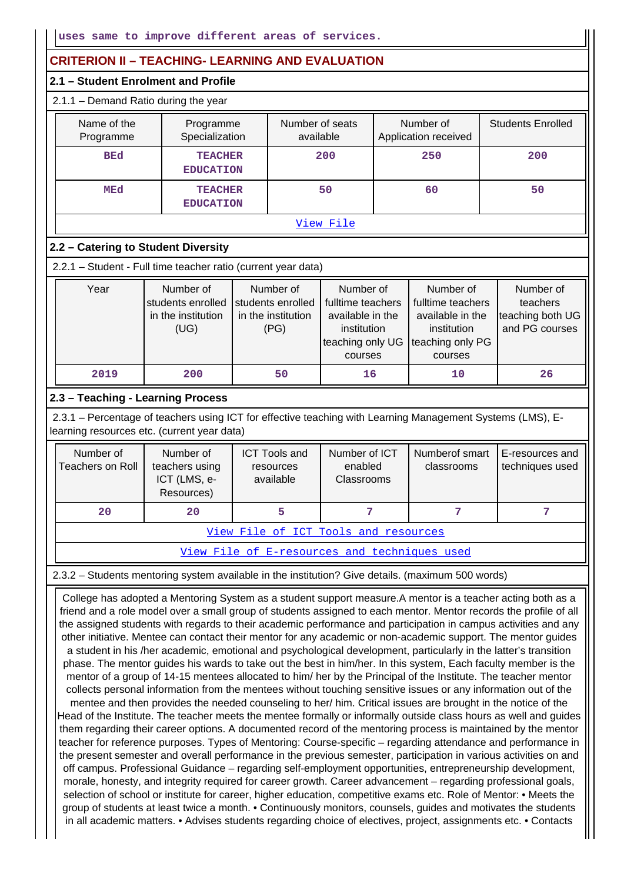uses same to improve different areas of services.

## CRITERION II – TEACHING- LEARNING AND EVALUATION

### 2.1 – Student Enrolment and Profile

2.1.1 – Demand Ratio during the year

| Name of the Programme | Programme Specialization | Number of seats available | Number of Application received | Students Enrolled |
|---|---|---|---|---|
| BEd | TEACHER EDUCATION | 200 | 250 | 200 |
| MEd | TEACHER EDUCATION | 50 | 60 | 50 |
| View File | | | | |

### 2.2 – Catering to Student Diversity

2.2.1 – Student - Full time teacher ratio (current year data)

| Year | Number of students enrolled in the institution (UG) | Number of students enrolled in the institution (PG) | Number of fulltime teachers available in the institution teaching only UG courses | Number of fulltime teachers available in the institution teaching only PG courses | Number of teachers teaching both UG and PG courses |
|---|---|---|---|---|---|
| 2019 | 200 | 50 | 16 | 10 | 26 |

### 2.3 – Teaching - Learning Process

2.3.1 – Percentage of teachers using ICT for effective teaching with Learning Management Systems (LMS), E-learning resources etc. (current year data)

| Number of Teachers on Roll | Number of teachers using ICT (LMS, e-Resources) | ICT Tools and resources available | Number of ICT enabled Classrooms | Numberof smart classrooms | E-resources and techniques used |
|---|---|---|---|---|---|
| 20 | 20 | 5 | 7 | 7 | 7 |
| View File of ICT Tools and resources | | | | | |
| View File of E-resources and techniques used | | | | | |

2.3.2 – Students mentoring system available in the institution? Give details. (maximum 500 words)

College has adopted a Mentoring System as a student support measure.A mentor is a teacher acting both as a friend and a role model over a small group of students assigned to each mentor. Mentor records the profile of all the assigned students with regards to their academic performance and participation in campus activities and any other initiative. Mentee can contact their mentor for any academic or non-academic support. The mentor guides a student in his /her academic, emotional and psychological development, particularly in the latter's transition phase. The mentor guides his wards to take out the best in him/her. In this system, Each faculty member is the mentor of a group of 14-15 mentees allocated to him/ her by the Principal of the Institute. The teacher mentor collects personal information from the mentees without touching sensitive issues or any information out of the mentee and then provides the needed counseling to her/ him. Critical issues are brought in the notice of the Head of the Institute. The teacher meets the mentee formally or informally outside class hours as well and guides them regarding their career options. A documented record of the mentoring process is maintained by the mentor teacher for reference purposes. Types of Mentoring: Course-specific – regarding attendance and performance in the present semester and overall performance in the previous semester, participation in various activities on and off campus. Professional Guidance – regarding self-employment opportunities, entrepreneurship development, morale, honesty, and integrity required for career growth. Career advancement – regarding professional goals, selection of school or institute for career, higher education, competitive exams etc. Role of Mentor: • Meets the group of students at least twice a month. • Continuously monitors, counsels, guides and motivates the students in all academic matters. • Advises students regarding choice of electives, project, assignments etc. • Contacts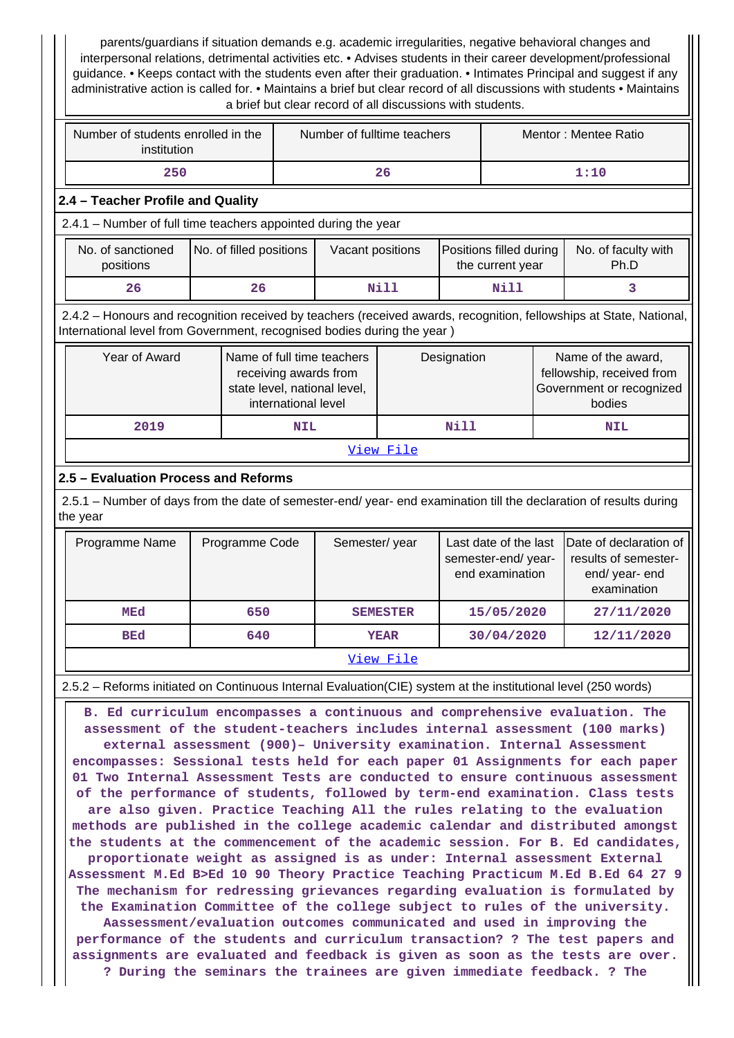parents/guardians if situation demands e.g. academic irregularities, negative behavioral changes and interpersonal relations, detrimental activities etc. • Advises students in their career development/professional guidance. • Keeps contact with the students even after their graduation. • Intimates Principal and suggest if any administrative action is called for. • Maintains a brief but clear record of all discussions with students • Maintains a brief but clear record of all discussions with students.

| Number of students enrolled in the institution | Number of fulltime teachers | Mentor : Mentee Ratio |
|---|---|---|
| 250 | 26 | 1:10 |

### 2.4 – Teacher Profile and Quality

2.4.1 – Number of full time teachers appointed during the year

| No. of sanctioned positions | No. of filled positions | Vacant positions | Positions filled during the current year | No. of faculty with Ph.D |
|---|---|---|---|---|
| 26 | 26 | Nill | Nill | 3 |

2.4.2 – Honours and recognition received by teachers (received awards, recognition, fellowships at State, National, International level from Government, recognised bodies during the year )

| Year of Award | Name of full time teachers receiving awards from state level, national level, international level | Designation | Name of the award, fellowship, received from Government or recognized bodies |
|---|---|---|---|
| 2019 | NIL | Nill | NIL |
| View File | | | |

### 2.5 – Evaluation Process and Reforms

2.5.1 – Number of days from the date of semester-end/ year- end examination till the declaration of results during the year

| Programme Name | Programme Code | Semester/ year | Last date of the last semester-end/ year- end examination | Date of declaration of results of semester-end/ year- end examination |
|---|---|---|---|---|
| MEd | 650 | SEMESTER | 15/05/2020 | 27/11/2020 |
| BEd | 640 | YEAR | 30/04/2020 | 12/11/2020 |
| View File | | | | |

2.5.2 – Reforms initiated on Continuous Internal Evaluation(CIE) system at the institutional level (250 words)

B. Ed curriculum encompasses a continuous and comprehensive evaluation. The assessment of the student-teachers includes internal assessment (100 marks) external assessment (900)– University examination. Internal Assessment encompasses: Sessional tests held for each paper 01 Assignments for each paper 01 Two Internal Assessment Tests are conducted to ensure continuous assessment of the performance of students, followed by term-end examination. Class tests are also given. Practice Teaching All the rules relating to the evaluation methods are published in the college academic calendar and distributed amongst the students at the commencement of the academic session. For B. Ed candidates, proportionate weight as assigned is as under: Internal assessment External Assessment M.Ed B>Ed 10 90 Theory Practice Teaching Practicum M.Ed B.Ed 64 27 9 The mechanism for redressing grievances regarding evaluation is formulated by the Examination Committee of the college subject to rules of the university. Aassessment/evaluation outcomes communicated and used in improving the performance of the students and curriculum transaction? ? The test papers and assignments are evaluated and feedback is given as soon as the tests are over. ? During the seminars the trainees are given immediate feedback. ? The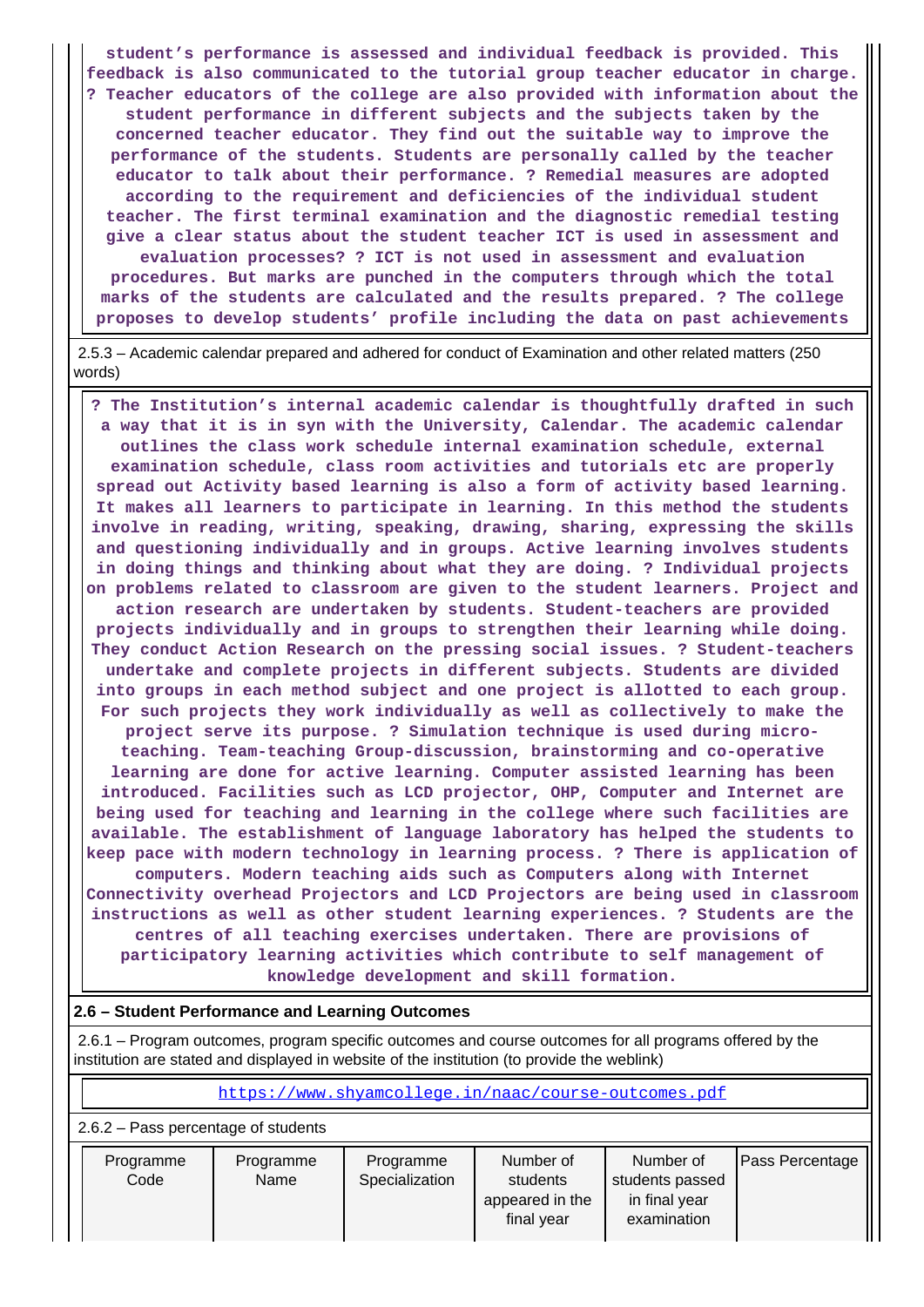student's performance is assessed and individual feedback is provided. This feedback is also communicated to the tutorial group teacher educator in charge. ? Teacher educators of the college are also provided with information about the student performance in different subjects and the subjects taken by the concerned teacher educator. They find out the suitable way to improve the performance of the students. Students are personally called by the teacher educator to talk about their performance. ? Remedial measures are adopted according to the requirement and deficiencies of the individual student teacher. The first terminal examination and the diagnostic remedial testing give a clear status about the student teacher ICT is used in assessment and evaluation processes? ? ICT is not used in assessment and evaluation procedures. But marks are punched in the computers through which the total marks of the students are calculated and the results prepared. ? The college proposes to develop students' profile including the data on past achievements

2.5.3 – Academic calendar prepared and adhered for conduct of Examination and other related matters (250 words)

? The Institution's internal academic calendar is thoughtfully drafted in such a way that it is in syn with the University, Calendar. The academic calendar outlines the class work schedule internal examination schedule, external examination schedule, class room activities and tutorials etc are properly spread out Activity based learning is also a form of activity based learning. It makes all learners to participate in learning. In this method the students involve in reading, writing, speaking, drawing, sharing, expressing the skills and questioning individually and in groups. Active learning involves students in doing things and thinking about what they are doing. ? Individual projects on problems related to classroom are given to the student learners. Project and action research are undertaken by students. Student-teachers are provided projects individually and in groups to strengthen their learning while doing. They conduct Action Research on the pressing social issues. ? Student-teachers undertake and complete projects in different subjects. Students are divided into groups in each method subject and one project is allotted to each group. For such projects they work individually as well as collectively to make the project serve its purpose. ? Simulation technique is used during micro-teaching. Team-teaching Group-discussion, brainstorming and co-operative learning are done for active learning. Computer assisted learning has been introduced. Facilities such as LCD projector, OHP, Computer and Internet are being used for teaching and learning in the college where such facilities are available. The establishment of language laboratory has helped the students to keep pace with modern technology in learning process. ? There is application of computers. Modern teaching aids such as Computers along with Internet Connectivity overhead Projectors and LCD Projectors are being used in classroom instructions as well as other student learning experiences. ? Students are the centres of all teaching exercises undertaken. There are provisions of participatory learning activities which contribute to self management of knowledge development and skill formation.

**2.6 – Student Performance and Learning Outcomes**

2.6.1 – Program outcomes, program specific outcomes and course outcomes for all programs offered by the institution are stated and displayed in website of the institution (to provide the weblink)

https://www.shyamcollege.in/naac/course-outcomes.pdf

2.6.2 – Pass percentage of students

| Programme Code | Programme Name | Programme Specialization | Number of students appeared in the final year | Number of students passed in final year examination | Pass Percentage |
|---|---|---|---|---|---|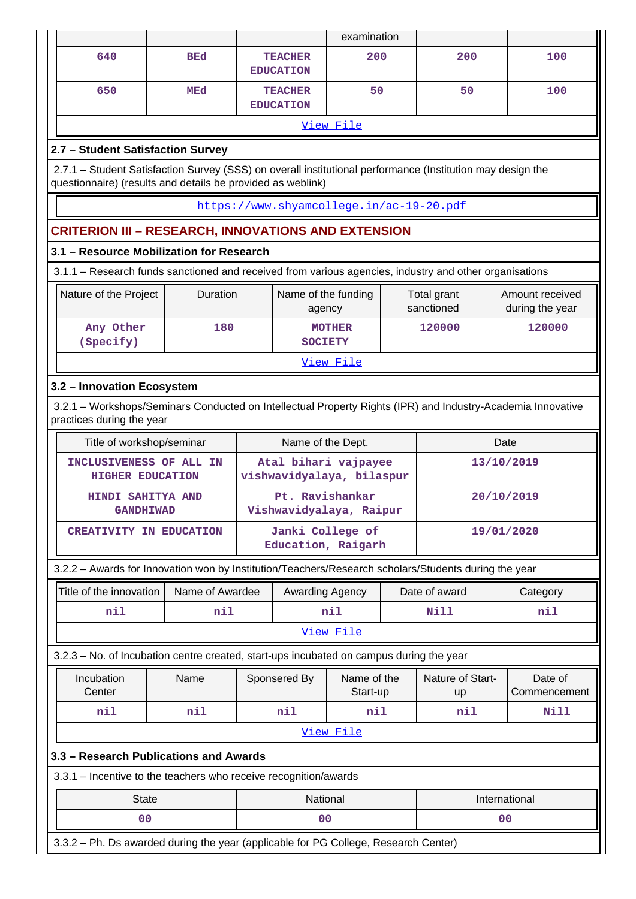| | | | examination | | |
|---|---|---|---|---|---|
| 640 | BEd | TEACHER EDUCATION | 200 | 200 | 100 |
| 650 | MEd | TEACHER EDUCATION | 50 | 50 | 100 |

View File

### 2.7 – Student Satisfaction Survey

2.7.1 – Student Satisfaction Survey (SSS) on overall institutional performance (Institution may design the questionnaire) (results and details be provided as weblink)

https://www.shyamcollege.in/ac-19-20.pdf

## CRITERION III – RESEARCH, INNOVATIONS AND EXTENSION

### 3.1 – Resource Mobilization for Research

3.1.1 – Research funds sanctioned and received from various agencies, industry and other organisations

| Nature of the Project | Duration | Name of the funding agency | Total grant sanctioned | Amount received during the year |
|---|---|---|---|---|
| Any Other (Specify) | 180 | MOTHER SOCIETY | 120000 | 120000 |

View File

### 3.2 – Innovation Ecosystem

3.2.1 – Workshops/Seminars Conducted on Intellectual Property Rights (IPR) and Industry-Academia Innovative practices during the year

| Title of workshop/seminar | Name of the Dept. | Date |
|---|---|---|
| INCLUSIVENESS OF ALL IN HIGHER EDUCATION | Atal bihari vajpayee vishwavidyalaya, bilaspur | 13/10/2019 |
| HINDI SAHITYA AND GANDHIWAD | Pt. Ravishankar Vishwavidyalaya, Raipur | 20/10/2019 |
| CREATIVITY IN EDUCATION | Janki College of Education, Raigarh | 19/01/2020 |

3.2.2 – Awards for Innovation won by Institution/Teachers/Research scholars/Students during the year

| Title of the innovation | Name of Awardee | Awarding Agency | Date of award | Category |
|---|---|---|---|---|
| nil | nil | nil | Nill | nil |

View File

3.2.3 – No. of Incubation centre created, start-ups incubated on campus during the year

| Incubation Center | Name | Sponsered By | Name of the Start-up | Nature of Start-up | Date of Commencement |
|---|---|---|---|---|---|
| nil | nil | nil | nil | nil | Nill |

View File

### 3.3 – Research Publications and Awards

3.3.1 – Incentive to the teachers who receive recognition/awards

| State | National | International |
|---|---|---|
| 00 | 00 | 00 |

3.3.2 – Ph. Ds awarded during the year (applicable for PG College, Research Center)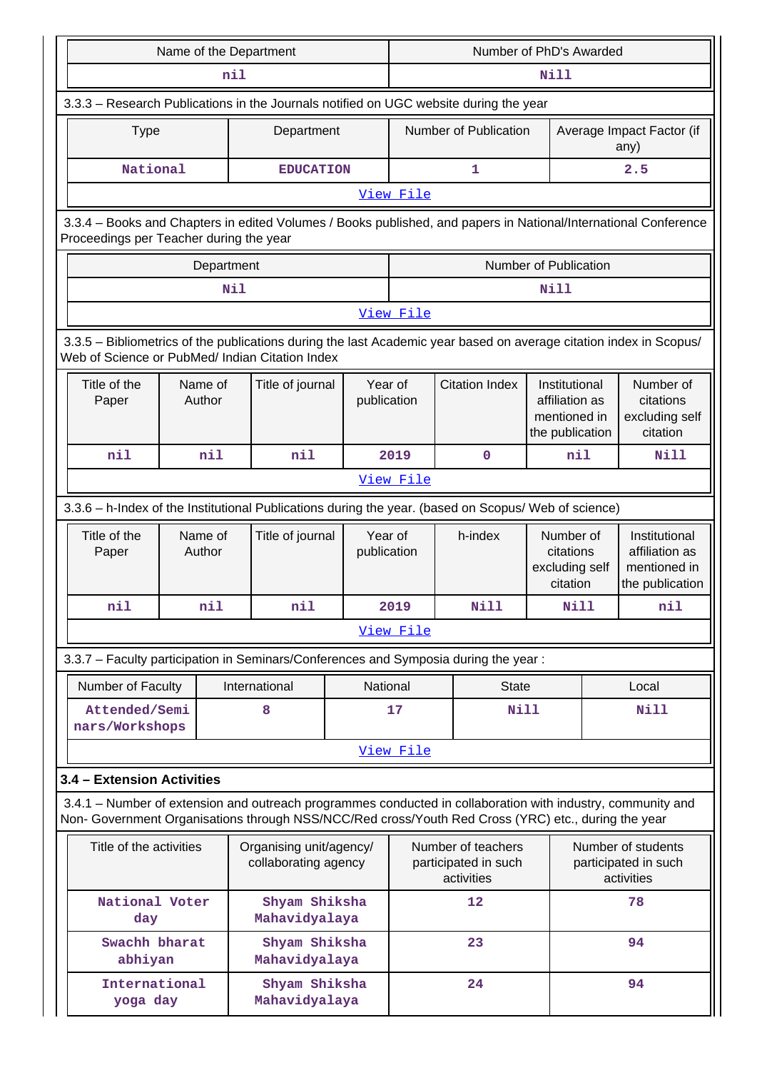| Name of the Department | Number of PhD's Awarded |
|---|---|
| nil | Nill |

3.3.3 – Research Publications in the Journals notified on UGC website during the year

| Type | Department | Number of Publication | Average Impact Factor (if any) |
|---|---|---|---|
| National | EDUCATION | 1 | 2.5 |

View File

3.3.4 – Books and Chapters in edited Volumes / Books published, and papers in National/International Conference Proceedings per Teacher during the year

| Department | Number of Publication |
|---|---|
| Nil | Nill |

View File

3.3.5 – Bibliometrics of the publications during the last Academic year based on average citation index in Scopus/ Web of Science or PubMed/ Indian Citation Index

| Title of the Paper | Name of Author | Title of journal | Year of publication | Citation Index | Institutional affiliation as mentioned in the publication | Number of citations excluding self citation |
|---|---|---|---|---|---|---|
| nil | nil | nil | 2019 | 0 | nil | Nill |

View File

3.3.6 – h-Index of the Institutional Publications during the year. (based on Scopus/ Web of science)

| Title of the Paper | Name of Author | Title of journal | Year of publication | h-index | Number of citations excluding self citation | Institutional affiliation as mentioned in the publication |
|---|---|---|---|---|---|---|
| nil | nil | nil | 2019 | Nill | Nill | nil |

View File

3.3.7 – Faculty participation in Seminars/Conferences and Symposia during the year :

| Number of Faculty | International | National | State | Local |
|---|---|---|---|---|
| Attended/Seminars/Workshops | 8 | 17 | Nill | Nill |

View File

**3.4 – Extension Activities**

3.4.1 – Number of extension and outreach programmes conducted in collaboration with industry, community and Non- Government Organisations through NSS/NCC/Red cross/Youth Red Cross (YRC) etc., during the year

| Title of the activities | Organising unit/agency/ collaborating agency | Number of teachers participated in such activities | Number of students participated in such activities |
|---|---|---|---|
| National Voter day | Shyam Shiksha Mahavidyalaya | 12 | 78 |
| Swachh bharat abhiyan | Shyam Shiksha Mahavidyalaya | 23 | 94 |
| International yoga day | Shyam Shiksha Mahavidyalaya | 24 | 94 |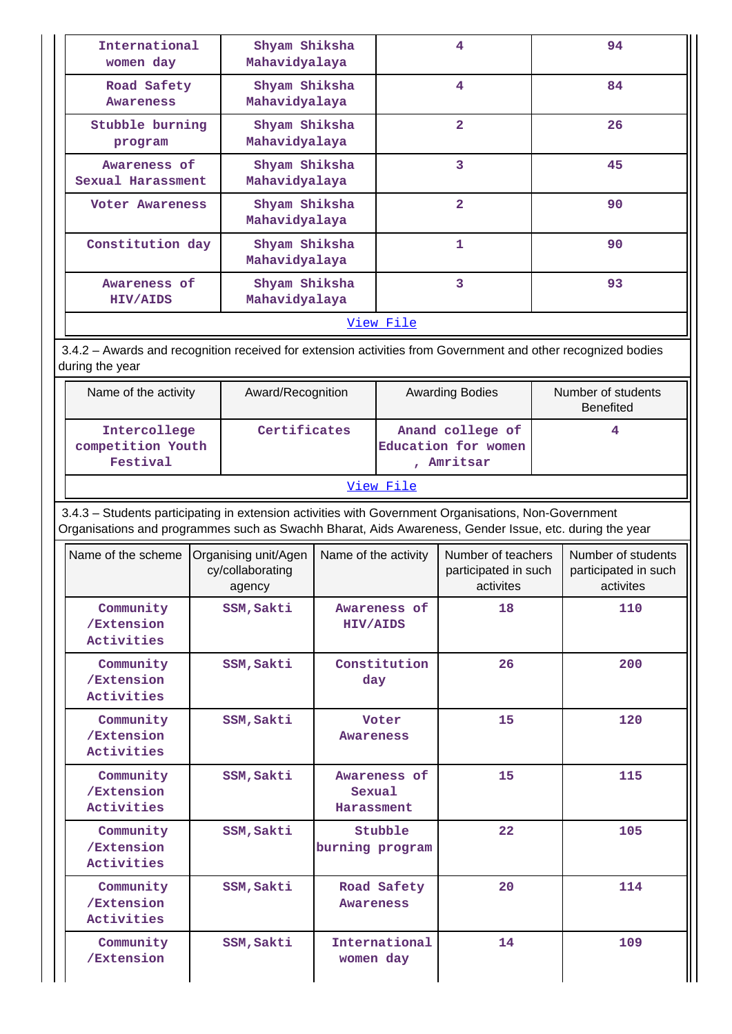| | | | |
|---|---|---|---|
| International women day | Shyam Shiksha Mahavidyalaya | 4 | 94 |
| Road Safety Awareness | Shyam Shiksha Mahavidyalaya | 4 | 84 |
| Stubble burning program | Shyam Shiksha Mahavidyalaya | 2 | 26 |
| Awareness of Sexual Harassment | Shyam Shiksha Mahavidyalaya | 3 | 45 |
| Voter Awareness | Shyam Shiksha Mahavidyalaya | 2 | 90 |
| Constitution day | Shyam Shiksha Mahavidyalaya | 1 | 90 |
| Awareness of HIV/AIDS | Shyam Shiksha Mahavidyalaya | 3 | 93 |

View File

3.4.2 – Awards and recognition received for extension activities from Government and other recognized bodies during the year

| Name of the activity | Award/Recognition | Awarding Bodies | Number of students Benefited |
|---|---|---|---|
| Intercollege competition Youth Festival | Certificates | Anand college of Education for women , Amritsar | 4 |

View File

3.4.3 – Students participating in extension activities with Government Organisations, Non-Government Organisations and programmes such as Swachh Bharat, Aids Awareness, Gender Issue, etc. during the year

| Name of the scheme | Organising unit/Agency/collaborating agency | Name of the activity | Number of teachers participated in such activites | Number of students participated in such activites |
|---|---|---|---|---|
| Community /Extension Activities | SSM,Sakti | Awareness of HIV/AIDS | 18 | 110 |
| Community /Extension Activities | SSM,Sakti | Constitution day | 26 | 200 |
| Community /Extension Activities | SSM,Sakti | Voter Awareness | 15 | 120 |
| Community /Extension Activities | SSM,Sakti | Awareness of Sexual Harassment | 15 | 115 |
| Community /Extension Activities | SSM,Sakti | Stubble burning program | 22 | 105 |
| Community /Extension Activities | SSM,Sakti | Road Safety Awareness | 20 | 114 |
| Community /Extension | SSM,Sakti | International women day | 14 | 109 |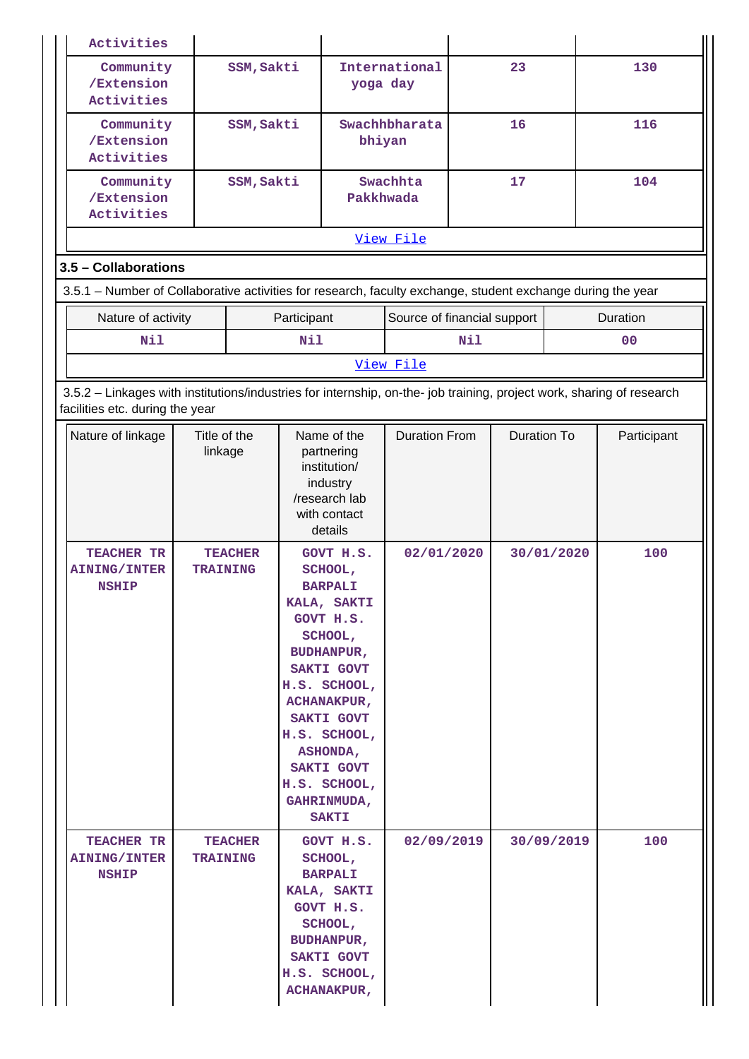| Activities | | | | |
|---|---|---|---|---|
| Community /Extension Activities | SSM,Sakti | International yoga day | 23 | 130 |
| Community /Extension Activities | SSM,Sakti | Swachhbharata bhiyan | 16 | 116 |
| Community /Extension Activities | SSM,Sakti | Swachhta Pakkhwada | 17 | 104 |
| View File | | | | |

### 3.5 – Collaborations

3.5.1 – Number of Collaborative activities for research, faculty exchange, student exchange during the year

| Nature of activity | Participant | Source of financial support | Duration |
|---|---|---|---|
| Nil | Nil | Nil | 00 |
| View File | | | |

3.5.2 – Linkages with institutions/industries for internship, on-the- job training, project work, sharing of research facilities etc. during the year

| Nature of linkage | Title of the linkage | Name of the partnering institution/ industry /research lab with contact details | Duration From | Duration To | Participant |
|---|---|---|---|---|---|
| TEACHER TRAINING/INTERNSHIP | TEACHER TRAINING | GOVT H.S. SCHOOL, BARPALI KALA, SAKTI GOVT H.S. SCHOOL, BUDHANPUR, SAKTI GOVT H.S. SCHOOL, ACHANAKPUR, SAKTI GOVT H.S. SCHOOL, ASHONDA, SAKTI GOVT H.S. SCHOOL, GAHRINMUDA, SAKTI | 02/01/2020 | 30/01/2020 | 100 |
| TEACHER TRAINING/INTERNSHIP | TEACHER TRAINING | GOVT H.S. SCHOOL, BARPALI KALA, SAKTI GOVT H.S. SCHOOL, BUDHANPUR, SAKTI GOVT H.S. SCHOOL, ACHANAKPUR, | 02/09/2019 | 30/09/2019 | 100 |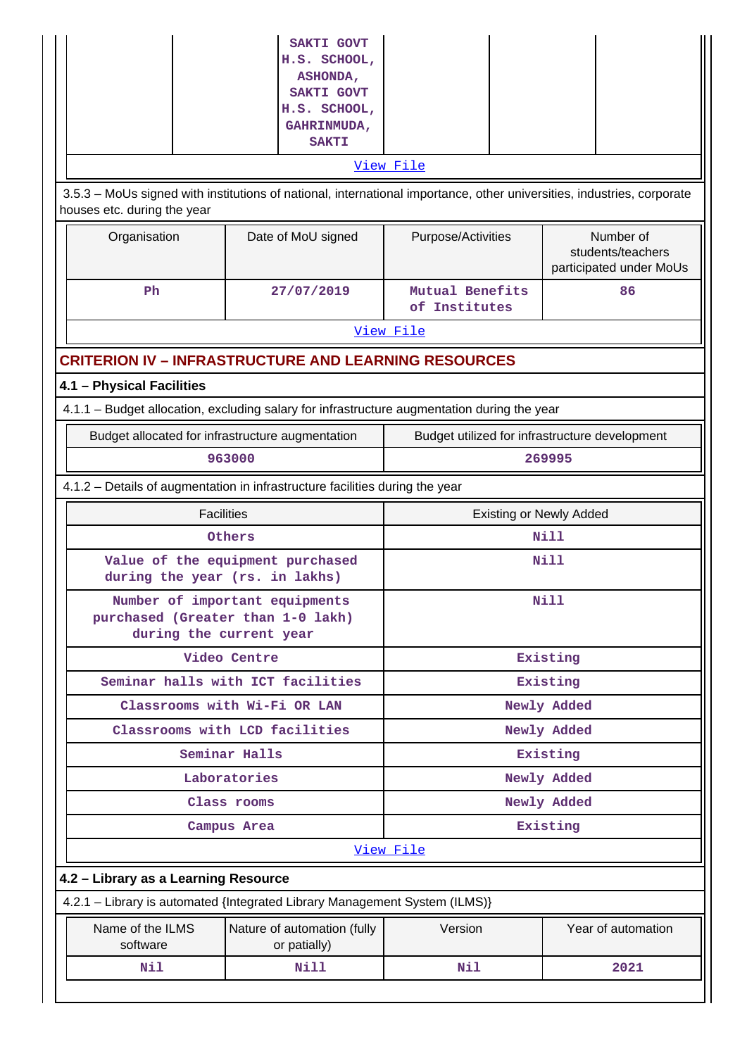| | | SAKTI GOVT H.S. SCHOOL, ASHONDA, SAKTI GOVT H.S. SCHOOL, GAHRINMUDA, SAKTI | | | |
|---|---|---|---|---|---|

View File

3.5.3 – MoUs signed with institutions of national, international importance, other universities, industries, corporate houses etc. during the year

| Organisation | Date of MoU signed | Purpose/Activities | Number of students/teachers participated under MoUs |
|---|---|---|---|
| Ph | 27/07/2019 | Mutual Benefits of Institutes | 86 |

View File

## CRITERION IV – INFRASTRUCTURE AND LEARNING RESOURCES

### 4.1 – Physical Facilities

4.1.1 – Budget allocation, excluding salary for infrastructure augmentation during the year

| Budget allocated for infrastructure augmentation | Budget utilized for infrastructure development |
|---|---|
| 963000 | 269995 |

4.1.2 – Details of augmentation in infrastructure facilities during the year

| Facilities | Existing or Newly Added |
|---|---|
| Others | Nill |
| Value of the equipment purchased during the year (rs. in lakhs) | Nill |
| Number of important equipments purchased (Greater than 1-0 lakh) during the current year | Nill |
| Video Centre | Existing |
| Seminar halls with ICT facilities | Existing |
| Classrooms with Wi-Fi OR LAN | Newly Added |
| Classrooms with LCD facilities | Newly Added |
| Seminar Halls | Existing |
| Laboratories | Newly Added |
| Class rooms | Newly Added |
| Campus Area | Existing |

View File

### 4.2 – Library as a Learning Resource

4.2.1 – Library is automated {Integrated Library Management System (ILMS)}

| Name of the ILMS software | Nature of automation (fully or patially) | Version | Year of automation |
|---|---|---|---|
| Nil | Nill | Nil | 2021 |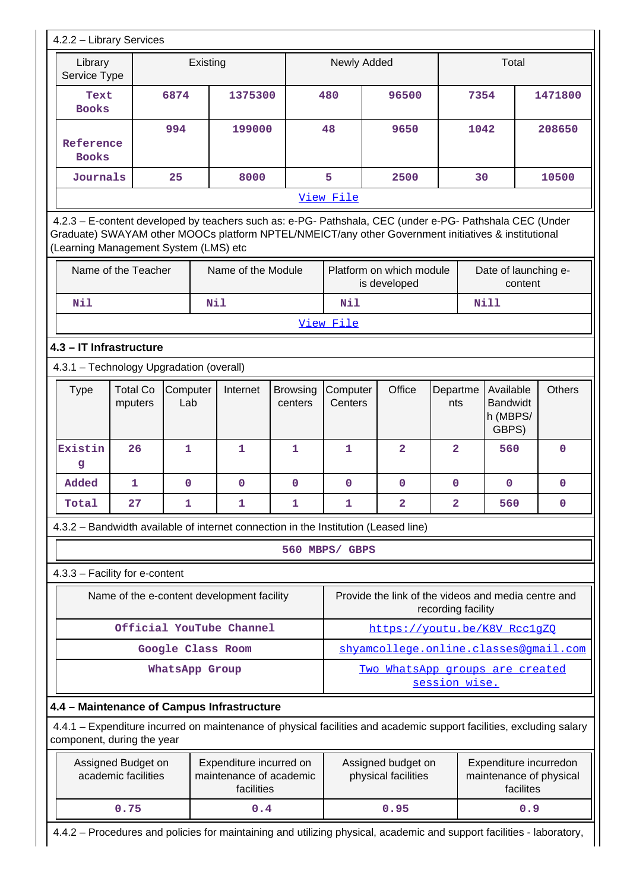4.2.2 – Library Services

| Library Service Type | Existing | | Newly Added | | Total | |
|---|---|---|---|---|---|---|
| Text Books | 6874 | 1375300 | 480 | 96500 | 7354 | 1471800 |
| Reference Books | 994 | 199000 | 48 | 9650 | 1042 | 208650 |
| Journals | 25 | 8000 | 5 | 2500 | 30 | 10500 |

View File

4.2.3 – E-content developed by teachers such as: e-PG- Pathshala, CEC (under e-PG- Pathshala CEC (Under Graduate) SWAYAM other MOOCs platform NPTEL/NMEICT/any other Government initiatives & institutional (Learning Management System (LMS) etc

| Name of the Teacher | Name of the Module | Platform on which module is developed | Date of launching e-content |
|---|---|---|---|
| Nil | Nil | Nil | Nill |

View File

### 4.3 – IT Infrastructure

4.3.1 – Technology Upgradation (overall)

| Type | Total Computers | Computer Lab | Internet | Browsing centers | Computer Centers | Office | Departments | Available Bandwidth (MBPS/ GBPS) | Others |
|---|---|---|---|---|---|---|---|---|---|
| Existing | 26 | 1 | 1 | 1 | 1 | 2 | 2 | 560 | 0 |
| Added | 1 | 0 | 0 | 0 | 0 | 0 | 0 | 0 | 0 |
| Total | 27 | 1 | 1 | 1 | 1 | 2 | 2 | 560 | 0 |

4.3.2 – Bandwidth available of internet connection in the Institution (Leased line)

560 MBPS/ GBPS

4.3.3 – Facility for e-content

| Name of the e-content development facility | Provide the link of the videos and media centre and recording facility |
|---|---|
| Official YouTube Channel | https://youtu.be/K8V_Rcc1gZQ |
| Google Class Room | shyamcollege.online.classes@gmail.com |
| WhatsApp Group | Two WhatsApp groups are created session wise. |

### 4.4 – Maintenance of Campus Infrastructure

4.4.1 – Expenditure incurred on maintenance of physical facilities and academic support facilities, excluding salary component, during the year

| Assigned Budget on academic facilities | Expenditure incurred on maintenance of academic facilities | Assigned budget on physical facilities | Expenditure incurredon maintenance of physical facilites |
|---|---|---|---|
| 0.75 | 0.4 | 0.95 | 0.9 |

4.4.2 – Procedures and policies for maintaining and utilizing physical, academic and support facilities - laboratory,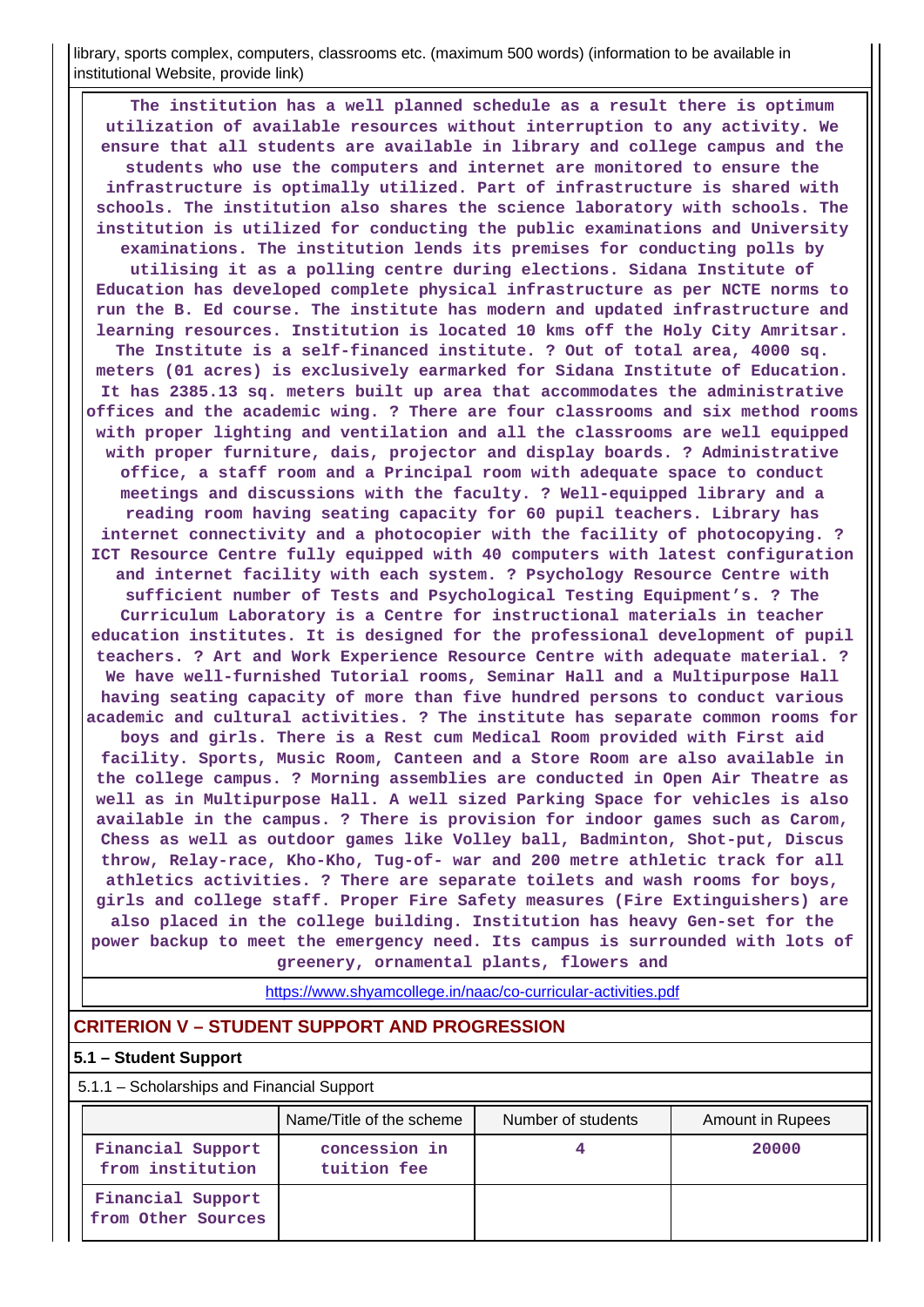library, sports complex, computers, classrooms etc. (maximum 500 words) (information to be available in institutional Website, provide link)

| The institution has a well planned schedule as a result there is optimum utilization of available resources without interruption to any activity. We ensure that all students are available in library and college campus and the students who use the computers and internet are monitored to ensure the infrastructure is optimally utilized. Part of infrastructure is shared with schools. The institution also shares the science laboratory with schools. The institution is utilized for conducting the public examinations and University examinations. The institution lends its premises for conducting polls by utilising it as a polling centre during elections. Sidana Institute of Education has developed complete physical infrastructure as per NCTE norms to run the B. Ed course. The institute has modern and updated infrastructure and learning resources. Institution is located 10 kms off the Holy City Amritsar. The Institute is a self-financed institute. ? Out of total area, 4000 sq. meters (01 acres) is exclusively earmarked for Sidana Institute of Education. It has 2385.13 sq. meters built up area that accommodates the administrative offices and the academic wing. ? There are four classrooms and six method rooms with proper lighting and ventilation and all the classrooms are well equipped with proper furniture, dais, projector and display boards. ? Administrative office, a staff room and a Principal room with adequate space to conduct meetings and discussions with the faculty. ? Well-equipped library and a reading room having seating capacity for 60 pupil teachers. Library has internet connectivity and a photocopier with the facility of photocopying. ? ICT Resource Centre fully equipped with 40 computers with latest configuration and internet facility with each system. ? Psychology Resource Centre with sufficient number of Tests and Psychological Testing Equipment's. ? The Curriculum Laboratory is a Centre for instructional materials in teacher education institutes. It is designed for the professional development of pupil teachers. ? Art and Work Experience Resource Centre with adequate material. ? We have well-furnished Tutorial rooms, Seminar Hall and a Multipurpose Hall having seating capacity of more than five hundred persons to conduct various academic and cultural activities. ? The institute has separate common rooms for boys and girls. There is a Rest cum Medical Room provided with First aid facility. Sports, Music Room, Canteen and a Store Room are also available in the college campus. ? Morning assemblies are conducted in Open Air Theatre as well as in Multipurpose Hall. A well sized Parking Space for vehicles is also available in the campus. ? There is provision for indoor games such as Carom, Chess as well as outdoor games like Volley ball, Badminton, Shot-put, Discus throw, Relay-race, Kho-Kho, Tug-of- war and 200 metre athletic track for all athletics activities. ? There are separate toilets and wash rooms for boys, girls and college staff. Proper Fire Safety measures (Fire Extinguishers) are also placed in the college building. Institution has heavy Gen-set for the power backup to meet the emergency need. Its campus is surrounded with lots of greenery, ornamental plants, flowers and |
|---|
| https://www.shyamcollege.in/naac/co-curricular-activities.pdf |

## CRITERION V – STUDENT SUPPORT AND PROGRESSION

### 5.1 – Student Support

5.1.1 – Scholarships and Financial Support

| | Name/Title of the scheme | Number of students | Amount in Rupees |
|---|---|---|---|
| Financial Support from institution | concession in tuition fee | 4 | 20000 |
| Financial Support from Other Sources | | | |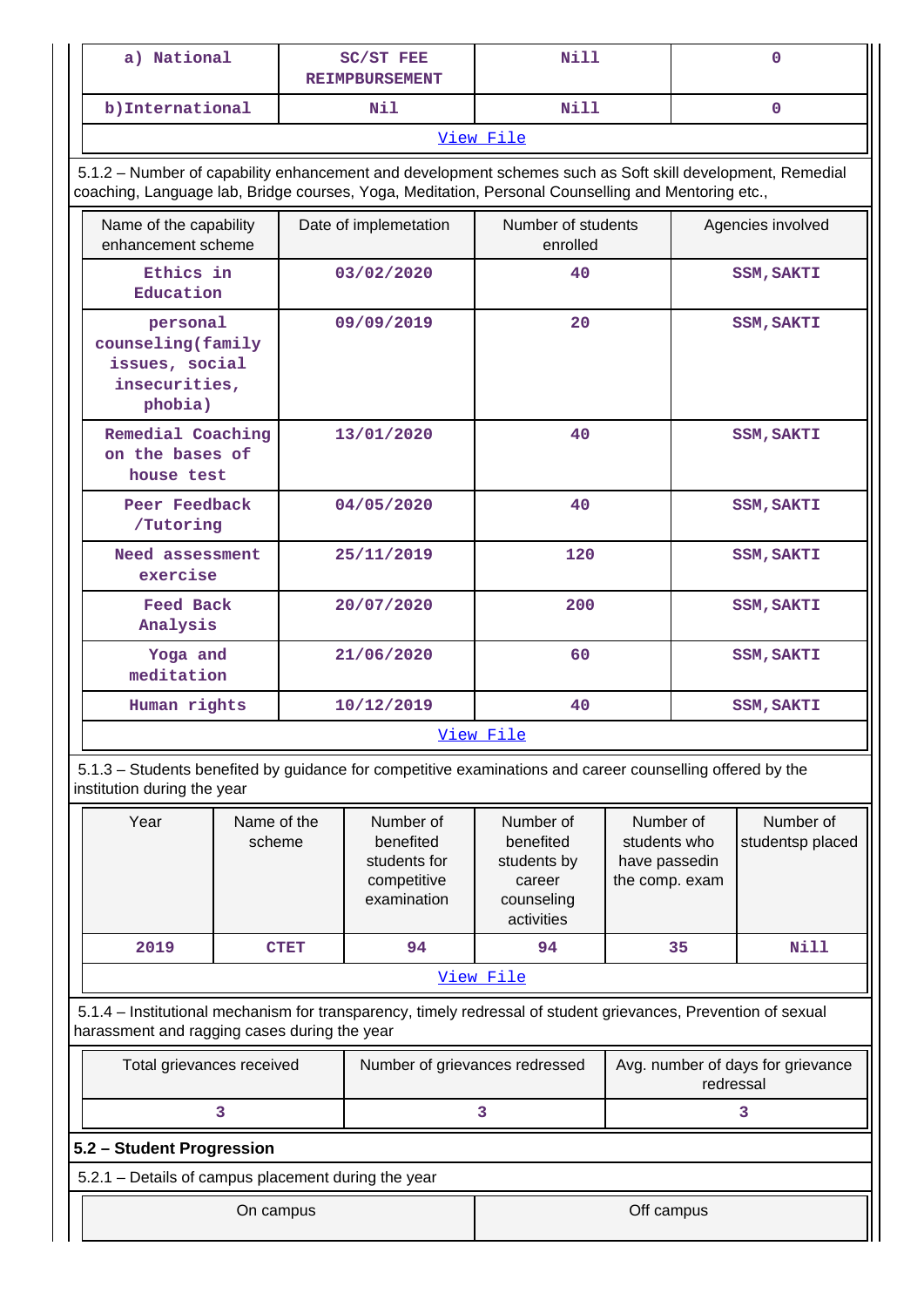| a) National | SC/ST FEE REIMPBURSEMENT | Nill | 0 |
|---|---|---|---|
| b)International | Nil | Nill | 0 |

View File

5.1.2 – Number of capability enhancement and development schemes such as Soft skill development, Remedial coaching, Language lab, Bridge courses, Yoga, Meditation, Personal Counselling and Mentoring etc.,

| Name of the capability enhancement scheme | Date of implemetation | Number of students enrolled | Agencies involved |
|---|---|---|---|
| Ethics in Education | 03/02/2020 | 40 | SSM,SAKTI |
| personal counseling(family issues, social insecurities, phobia) | 09/09/2019 | 20 | SSM,SAKTI |
| Remedial Coaching on the bases of house test | 13/01/2020 | 40 | SSM,SAKTI |
| Peer Feedback /Tutoring | 04/05/2020 | 40 | SSM,SAKTI |
| Need assessment exercise | 25/11/2019 | 120 | SSM,SAKTI |
| Feed Back Analysis | 20/07/2020 | 200 | SSM,SAKTI |
| Yoga and meditation | 21/06/2020 | 60 | SSM,SAKTI |
| Human rights | 10/12/2019 | 40 | SSM,SAKTI |

View File

5.1.3 – Students benefited by guidance for competitive examinations and career counselling offered by the institution during the year

| Year | Name of the scheme | Number of benefited students for competitive examination | Number of benefited students by career counseling activities | Number of students who have passedin the comp. exam | Number of studentsp placed |
|---|---|---|---|---|---|
| 2019 | CTET | 94 | 94 | 35 | Nill |

View File

5.1.4 – Institutional mechanism for transparency, timely redressal of student grievances, Prevention of sexual harassment and ragging cases during the year

| Total grievances received | Number of grievances redressed | Avg. number of days for grievance redressal |
|---|---|---|
| 3 | 3 | 3 |

**5.2 – Student Progression**

5.2.1 – Details of campus placement during the year

| On campus | Off campus |
|---|---|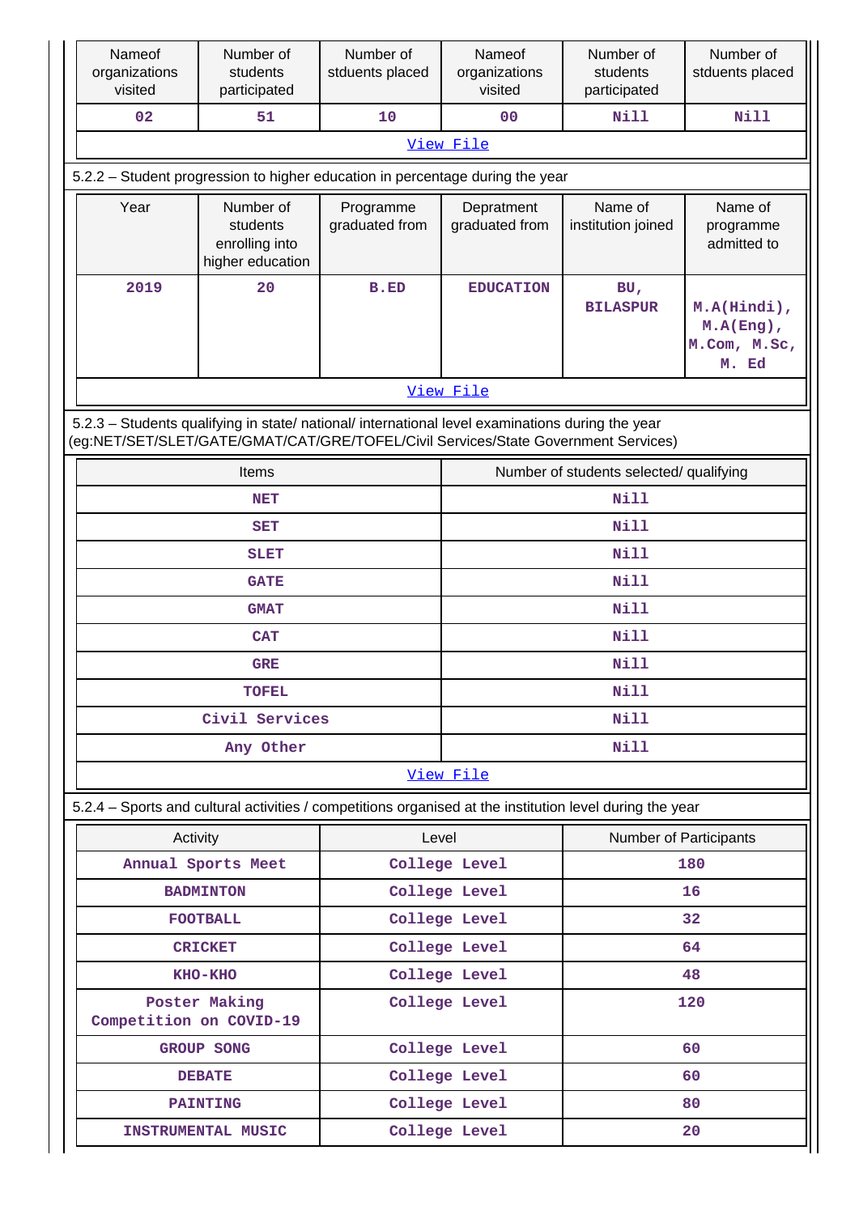| Nameof organizations visited | Number of students participated | Number of stduents placed | Nameof organizations visited | Number of students participated | Number of stduents placed |
|---|---|---|---|---|---|
| 02 | 51 | 10 | 00 | Nill | Nill |

View File

5.2.2 – Student progression to higher education in percentage during the year

| Year | Number of students enrolling into higher education | Programme graduated from | Depratment graduated from | Name of institution joined | Name of programme admitted to |
|---|---|---|---|---|---|
| 2019 | 20 | B.ED | EDUCATION | BU, BILASPUR | M.A(Hindi), M.A(Eng), M.Com, M.Sc, M. Ed |

View File

5.2.3 – Students qualifying in state/ national/ international level examinations during the year (eg:NET/SET/SLET/GATE/GMAT/CAT/GRE/TOFEL/Civil Services/State Government Services)

| Items | Number of students selected/ qualifying |
|---|---|
| NET | Nill |
| SET | Nill |
| SLET | Nill |
| GATE | Nill |
| GMAT | Nill |
| CAT | Nill |
| GRE | Nill |
| TOFEL | Nill |
| Civil Services | Nill |
| Any Other | Nill |

View File

5.2.4 – Sports and cultural activities / competitions organised at the institution level during the year

| Activity | Level | Number of Participants |
|---|---|---|
| Annual Sports Meet | College Level | 180 |
| BADMINTON | College Level | 16 |
| FOOTBALL | College Level | 32 |
| CRICKET | College Level | 64 |
| KHO-KHO | College Level | 48 |
| Poster Making Competition on COVID-19 | College Level | 120 |
| GROUP SONG | College Level | 60 |
| DEBATE | College Level | 60 |
| PAINTING | College Level | 80 |
| INSTRUMENTAL MUSIC | College Level | 20 |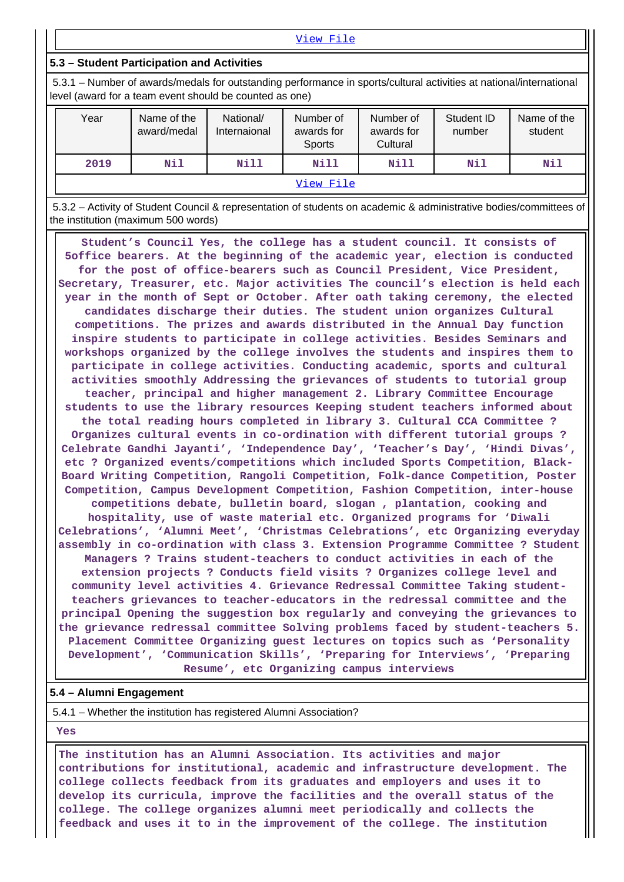View File

### 5.3 – Student Participation and Activities

5.3.1 – Number of awards/medals for outstanding performance in sports/cultural activities at national/international level (award for a team event should be counted as one)

| Year | Name of the award/medal | National/ Internaional | Number of awards for Sports | Number of awards for Cultural | Student ID number | Name of the student |
|---|---|---|---|---|---|---|
| 2019 | Nil | Nill | Nill | Nill | Nil | Nil |

View File

5.3.2 – Activity of Student Council & representation of students on academic & administrative bodies/committees of the institution (maximum 500 words)

Student's Council Yes, the college has a student council. It consists of 5office bearers. At the beginning of the academic year, election is conducted for the post of office-bearers such as Council President, Vice President, Secretary, Treasurer, etc. Major activities The council's election is held each year in the month of Sept or October. After oath taking ceremony, the elected candidates discharge their duties. The student union organizes Cultural competitions. The prizes and awards distributed in the Annual Day function inspire students to participate in college activities. Besides Seminars and workshops organized by the college involves the students and inspires them to participate in college activities. Conducting academic, sports and cultural activities smoothly Addressing the grievances of students to tutorial group teacher, principal and higher management 2. Library Committee Encourage students to use the library resources Keeping student teachers informed about the total reading hours completed in library 3. Cultural CCA Committee ? Organizes cultural events in co-ordination with different tutorial groups ? Celebrate Gandhi Jayanti', 'Independence Day', 'Teacher's Day', 'Hindi Divas', etc ? Organized events/competitions which included Sports Competition, Black-Board Writing Competition, Rangoli Competition, Folk-dance Competition, Poster Competition, Campus Development Competition, Fashion Competition, inter-house competitions debate, bulletin board, slogan , plantation, cooking and hospitality, use of waste material etc. Organized programs for 'Diwali Celebrations', 'Alumni Meet', 'Christmas Celebrations', etc Organizing everyday assembly in co-ordination with class 3. Extension Programme Committee ? Student Managers ? Trains student-teachers to conduct activities in each of the extension projects ? Conducts field visits ? Organizes college level and community level activities 4. Grievance Redressal Committee Taking student-teachers grievances to teacher-educators in the redressal committee and the principal Opening the suggestion box regularly and conveying the grievances to the grievance redressal committee Solving problems faced by student-teachers 5. Placement Committee Organizing guest lectures on topics such as 'Personality Development', 'Communication Skills', 'Preparing for Interviews', 'Preparing Resume', etc Organizing campus interviews

### 5.4 – Alumni Engagement

5.4.1 – Whether the institution has registered Alumni Association?

Yes

The institution has an Alumni Association. Its activities and major contributions for institutional, academic and infrastructure development. The college collects feedback from its graduates and employers and uses it to develop its curricula, improve the facilities and the overall status of the college. The college organizes alumni meet periodically and collects the feedback and uses it to in the improvement of the college. The institution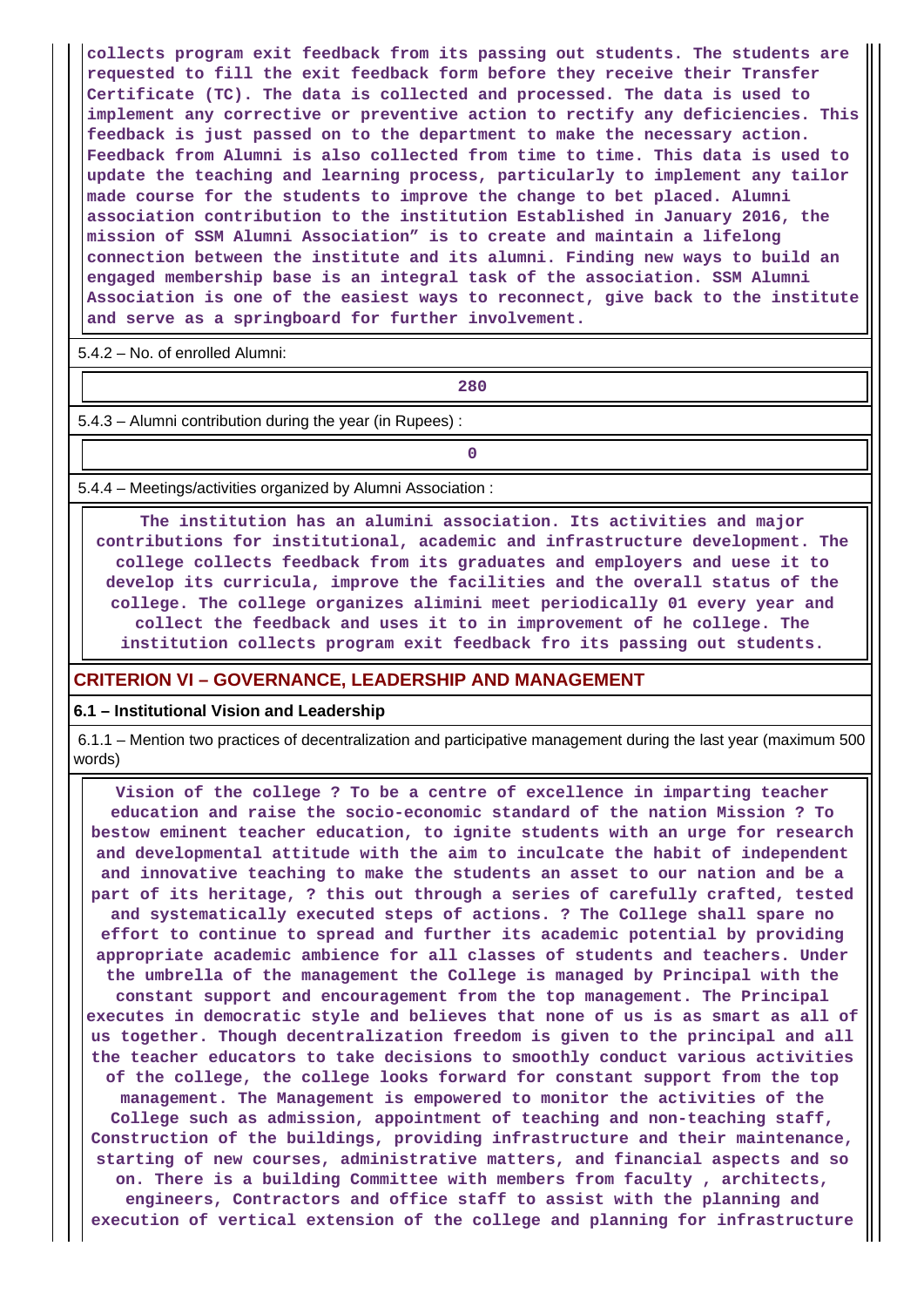collects program exit feedback from its passing out students. The students are requested to fill the exit feedback form before they receive their Transfer Certificate (TC). The data is collected and processed. The data is used to implement any corrective or preventive action to rectify any deficiencies. This feedback is just passed on to the department to make the necessary action. Feedback from Alumni is also collected from time to time. This data is used to update the teaching and learning process, particularly to implement any tailor made course for the students to improve the change to bet placed. Alumni association contribution to the institution Established in January 2016, the mission of SSM Alumni Association" is to create and maintain a lifelong connection between the institute and its alumni. Finding new ways to build an engaged membership base is an integral task of the association. SSM Alumni Association is one of the easiest ways to reconnect, give back to the institute and serve as a springboard for further involvement.

5.4.2 – No. of enrolled Alumni:

280

5.4.3 – Alumni contribution during the year (in Rupees) :

0

5.4.4 – Meetings/activities organized by Alumni Association :

The institution has an alumini association. Its activities and major contributions for institutional, academic and infrastructure development. The college collects feedback from its graduates and employers and uese it to develop its curricula, improve the facilities and the overall status of the college. The college organizes alimini meet periodically 01 every year and collect the feedback and uses it to in improvement of he college. The institution collects program exit feedback fro its passing out students.

## CRITERION VI – GOVERNANCE, LEADERSHIP AND MANAGEMENT

### 6.1 – Institutional Vision and Leadership

6.1.1 – Mention two practices of decentralization and participative management during the last year (maximum 500 words)

Vision of the college ? To be a centre of excellence in imparting teacher education and raise the socio-economic standard of the nation Mission ? To bestow eminent teacher education, to ignite students with an urge for research and developmental attitude with the aim to inculcate the habit of independent and innovative teaching to make the students an asset to our nation and be a part of its heritage, ? this out through a series of carefully crafted, tested and systematically executed steps of actions. ? The College shall spare no effort to continue to spread and further its academic potential by providing appropriate academic ambience for all classes of students and teachers. Under the umbrella of the management the College is managed by Principal with the constant support and encouragement from the top management. The Principal executes in democratic style and believes that none of us is as smart as all of us together. Though decentralization freedom is given to the principal and all the teacher educators to take decisions to smoothly conduct various activities of the college, the college looks forward for constant support from the top management. The Management is empowered to monitor the activities of the College such as admission, appointment of teaching and non-teaching staff, Construction of the buildings, providing infrastructure and their maintenance, starting of new courses, administrative matters, and financial aspects and so on. There is a building Committee with members from faculty , architects, engineers, Contractors and office staff to assist with the planning and execution of vertical extension of the college and planning for infrastructure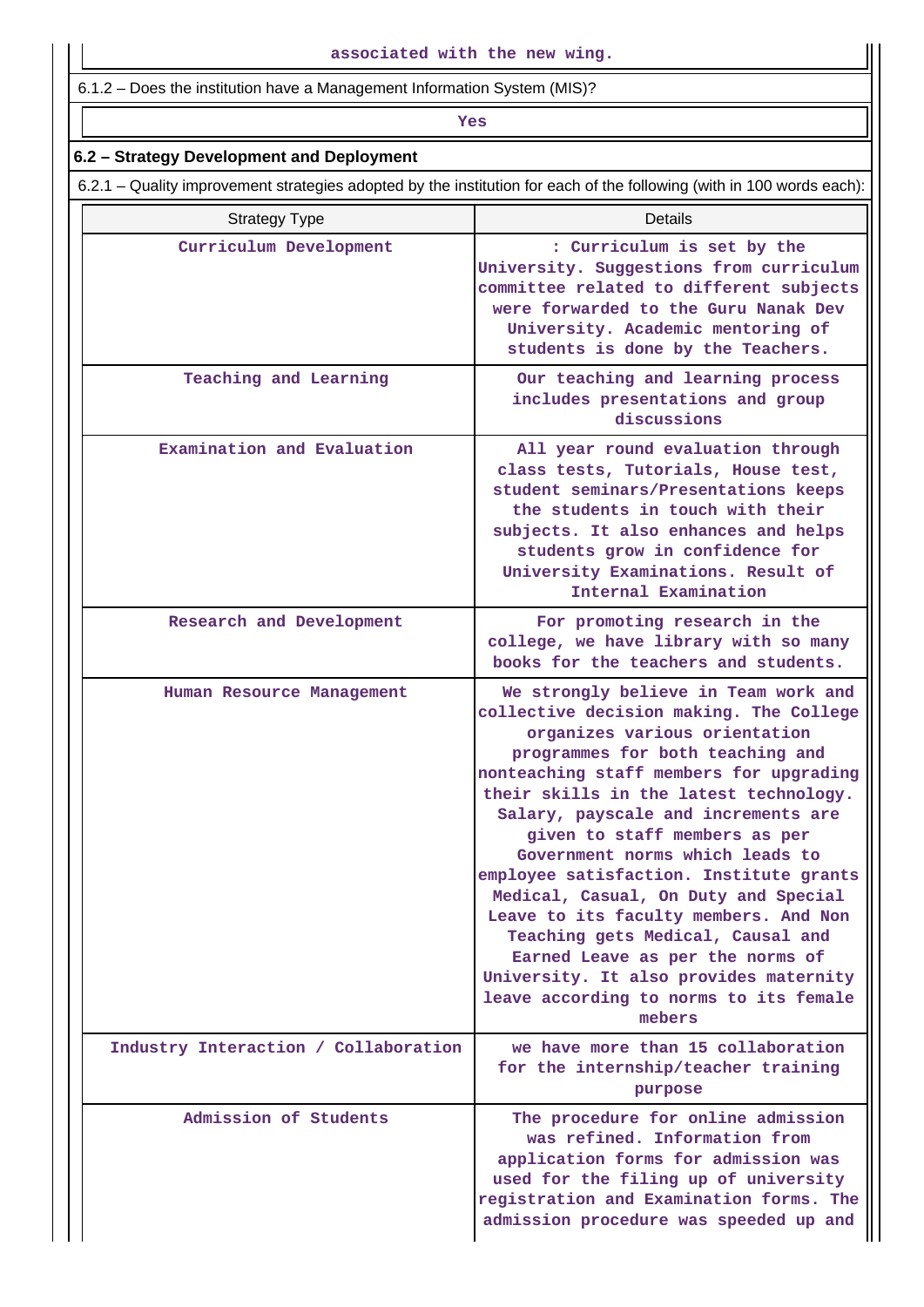associated with the new wing.

6.1.2 – Does the institution have a Management Information System (MIS)?

Yes

## 6.2 – Strategy Development and Deployment

6.2.1 – Quality improvement strategies adopted by the institution for each of the following (with in 100 words each):

| Strategy Type | Details |
|---|---|
| Curriculum Development | : Curriculum is set by the University. Suggestions from curriculum committee related to different subjects were forwarded to the Guru Nanak Dev University. Academic mentoring of students is done by the Teachers. |
| Teaching and Learning | Our teaching and learning process includes presentations and group discussions |
| Examination and Evaluation | All year round evaluation through class tests, Tutorials, House test, student seminars/Presentations keeps the students in touch with their subjects. It also enhances and helps students grow in confidence for University Examinations. Result of Internal Examination |
| Research and Development | For promoting research in the college, we have library with so many books for the teachers and students. |
| Human Resource Management | We strongly believe in Team work and collective decision making. The College organizes various orientation programmes for both teaching and nonteaching staff members for upgrading their skills in the latest technology. Salary, payscale and increments are given to staff members as per Government norms which leads to employee satisfaction. Institute grants Medical, Casual, On Duty and Special Leave to its faculty members. And Non Teaching gets Medical, Causal and Earned Leave as per the norms of University. It also provides maternity leave according to norms to its female mebers |
| Industry Interaction / Collaboration | we have more than 15 collaboration for the internship/teacher training purpose |
| Admission of Students | The procedure for online admission was refined. Information from application forms for admission was used for the filing up of university registration and Examination forms. The admission procedure was speeded up and |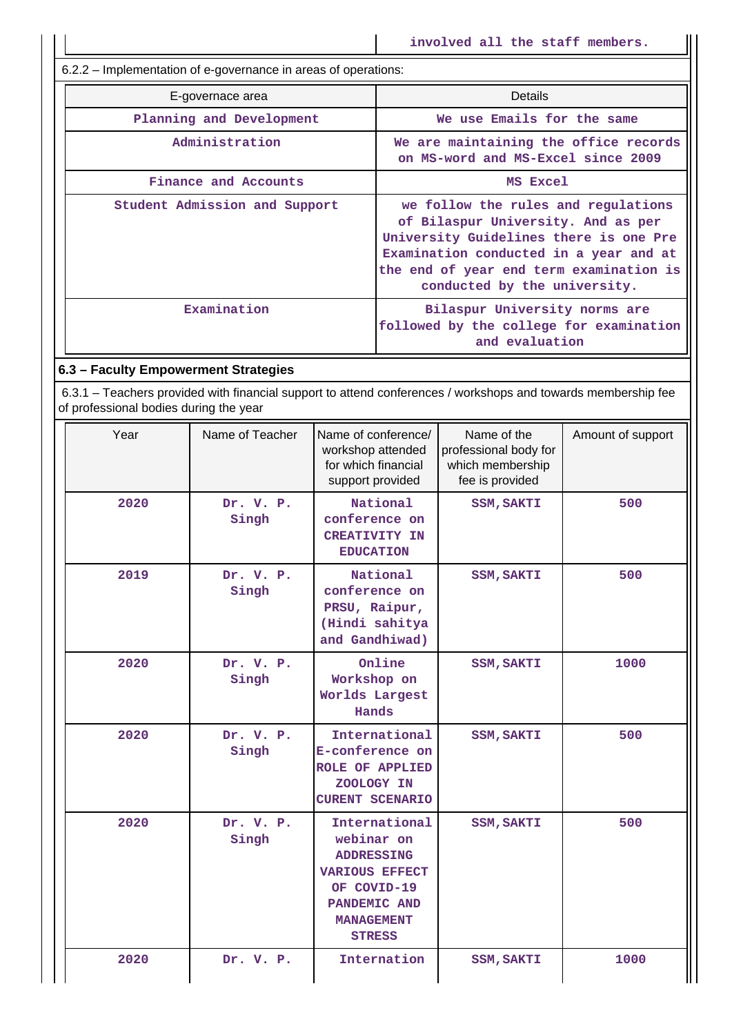| | involved all the staff members. |
|---|---|

6.2.2 – Implementation of e-governance in areas of operations:

| E-governace area | Details |
|---|---|
| Planning and Development | We use Emails for the same |
| Administration | We are maintaining the office records on MS-word and MS-Excel since 2009 |
| Finance and Accounts | MS Excel |
| Student Admission and Support | we follow the rules and regulations of Bilaspur University. And as per University Guidelines there is one Pre Examination conducted in a year and at the end of year end term examination is conducted by the university. |
| Examination | Bilaspur University norms are followed by the college for examination and evaluation |

## 6.3 – Faculty Empowerment Strategies

6.3.1 – Teachers provided with financial support to attend conferences / workshops and towards membership fee of professional bodies during the year

| Year | Name of Teacher | Name of conference/ workshop attended for which financial support provided | Name of the professional body for which membership fee is provided | Amount of support |
|---|---|---|---|---|
| 2020 | Dr. V. P. Singh | National conference on CREATIVITY IN EDUCATION | SSM,SAKTI | 500 |
| 2019 | Dr. V. P. Singh | National conference on PRSU, Raipur, (Hindi sahitya and Gandhiwad) | SSM,SAKTI | 500 |
| 2020 | Dr. V. P. Singh | Online Workshop on Worlds Largest Hands | SSM,SAKTI | 1000 |
| 2020 | Dr. V. P. Singh | International E-conference on ROLE OF APPLIED ZOOLOGY IN CURENT SCENARIO | SSM,SAKTI | 500 |
| 2020 | Dr. V. P. Singh | International webinar on ADDRESSING VARIOUS EFFECT OF COVID-19 PANDEMIC AND MANAGEMENT STRESS | SSM,SAKTI | 500 |
| 2020 | Dr. V. P. | Internation | SSM,SAKTI | 1000 |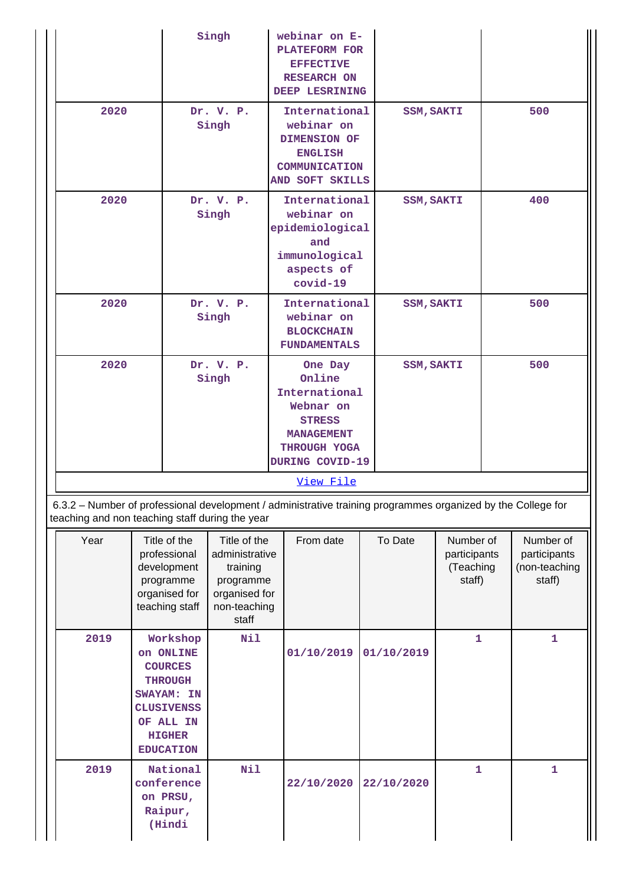|  |  |  |  |  |
|---|---|---|---|---|
|  | Singh | webinar on E-PLATEFORM FOR EFFECTIVE RESEARCH ON DEEP LESRINING |  |  |
| 2020 | Dr. V. P. Singh | International webinar on DIMENSION OF ENGLISH COMMUNICATION AND SOFT SKILLS | SSM,SAKTI | 500 |
| 2020 | Dr. V. P. Singh | International webinar on epidemiological and immunological aspects of covid-19 | SSM,SAKTI | 400 |
| 2020 | Dr. V. P. Singh | International webinar on BLOCKCHAIN FUNDAMENTALS | SSM,SAKTI | 500 |
| 2020 | Dr. V. P. Singh | One Day Online International Webnar on STRESS MANAGEMENT THROUGH YOGA DURING COVID-19 | SSM,SAKTI | 500 |

View File

6.3.2 – Number of professional development / administrative training programmes organized by the College for teaching and non teaching staff during the year

| Year | Title of the professional development programme organised for teaching staff | Title of the administrative training programme organised for non-teaching staff | From date | To Date | Number of participants (Teaching staff) | Number of participants (non-teaching staff) |
|---|---|---|---|---|---|---|
| 2019 | Workshop on ONLINE COURCES THROUGH SWAYAM: IN CLUSIVENSS OF ALL IN HIGHER EDUCATION | Nil | 01/10/2019 | 01/10/2019 | 1 | 1 |
| 2019 | National conference on PRSU, Raipur, (Hindi | Nil | 22/10/2020 | 22/10/2020 | 1 | 1 |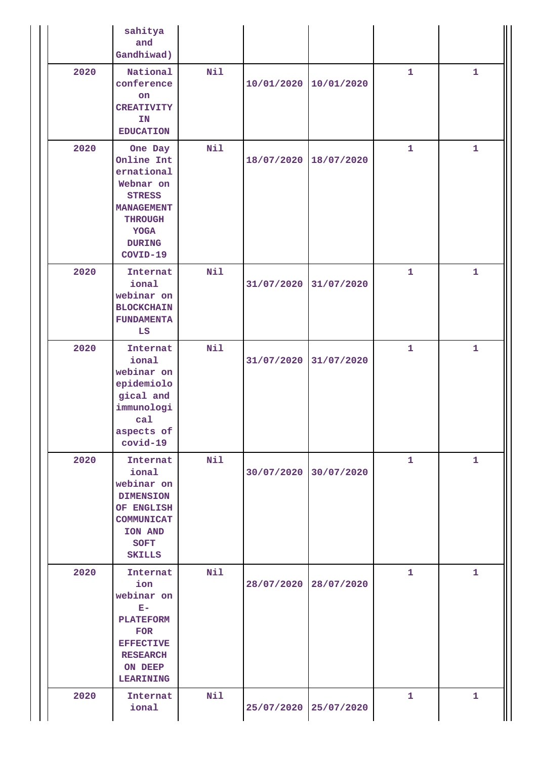| | | | | | | |
|---|---|---|---|---|---|---|
| | sahitya and Gandhiwad) | | | | | |
| 2020 | National conference on CREATIVITY IN EDUCATION | Nil | 10/01/2020 | 10/01/2020 | 1 | 1 |
| 2020 | One Day Online International Webnar on STRESS MANAGEMENT THROUGH YOGA DURING COVID-19 | Nil | 18/07/2020 | 18/07/2020 | 1 | 1 |
| 2020 | International webinar on BLOCKCHAIN FUNDAMENTALS | Nil | 31/07/2020 | 31/07/2020 | 1 | 1 |
| 2020 | International webinar on epidemiological and immunological aspects of covid-19 | Nil | 31/07/2020 | 31/07/2020 | 1 | 1 |
| 2020 | International webinar on DIMENSION OF ENGLISH COMMUNICATION AND SOFT SKILLS | Nil | 30/07/2020 | 30/07/2020 | 1 | 1 |
| 2020 | Internation webinar on E-PLATEFORM FOR EFFECTIVE RESEARCH ON DEEP LEARINING | Nil | 28/07/2020 | 28/07/2020 | 1 | 1 |
| 2020 | International | Nil | 25/07/2020 | 25/07/2020 | 1 | 1 |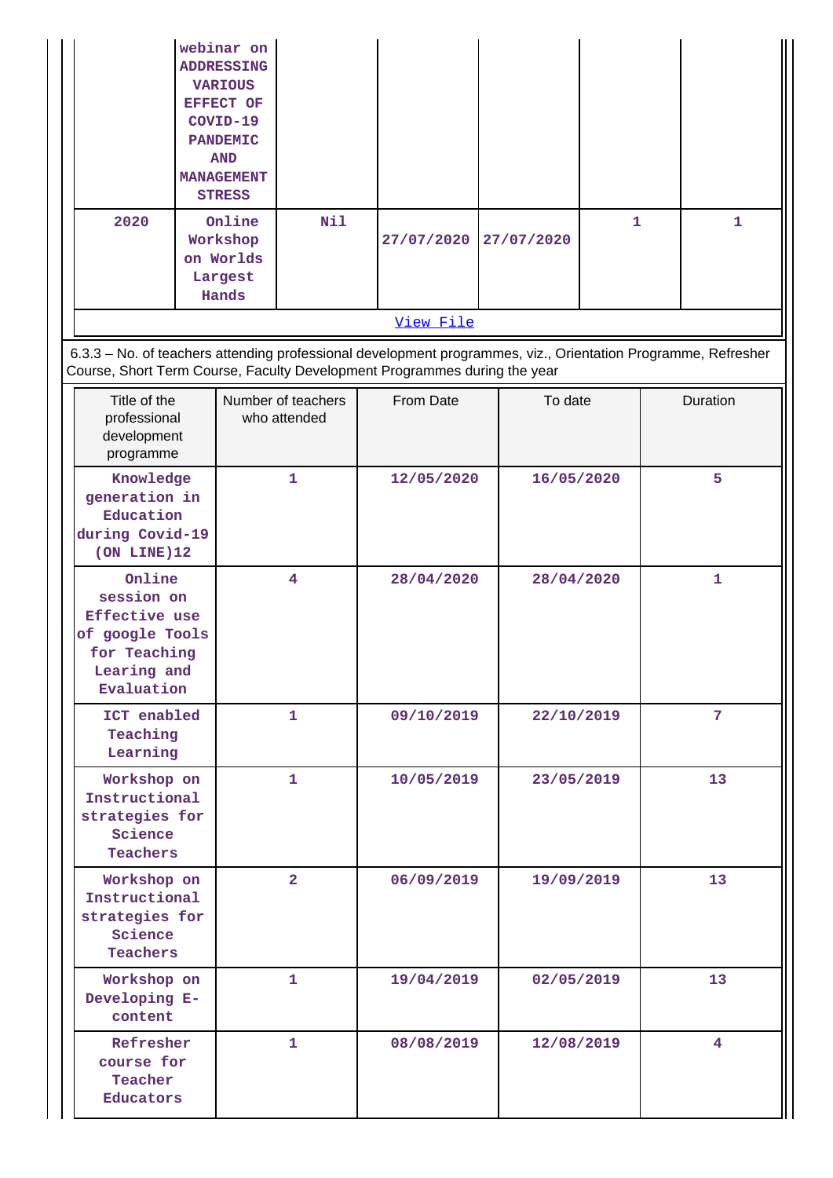| | | | | | | |
|---|---|---|---|---|---|---|
| | webinar on ADDRESSING VARIOUS EFFECT OF COVID-19 PANDEMIC AND MANAGEMENT STRESS | | | | | |
| 2020 | Online Workshop on Worlds Largest Hands | Nil | 27/07/2020 | 27/07/2020 | 1 | 1 |

View File

6.3.3 – No. of teachers attending professional development programmes, viz., Orientation Programme, Refresher Course, Short Term Course, Faculty Development Programmes during the year

| Title of the professional development programme | Number of teachers who attended | From Date | To date | Duration |
|---|---|---|---|---|
| Knowledge generation in Education during Covid-19 (ON LINE)12 | 1 | 12/05/2020 | 16/05/2020 | 5 |
| Online session on Effective use of google Tools for Teaching Learing and Evaluation | 4 | 28/04/2020 | 28/04/2020 | 1 |
| ICT enabled Teaching Learning | 1 | 09/10/2019 | 22/10/2019 | 7 |
| Workshop on Instructional strategies for Science Teachers | 1 | 10/05/2019 | 23/05/2019 | 13 |
| Workshop on Instructional strategies for Science Teachers | 2 | 06/09/2019 | 19/09/2019 | 13 |
| Workshop on Developing E-content | 1 | 19/04/2019 | 02/05/2019 | 13 |
| Refresher course for Teacher Educators | 1 | 08/08/2019 | 12/08/2019 | 4 |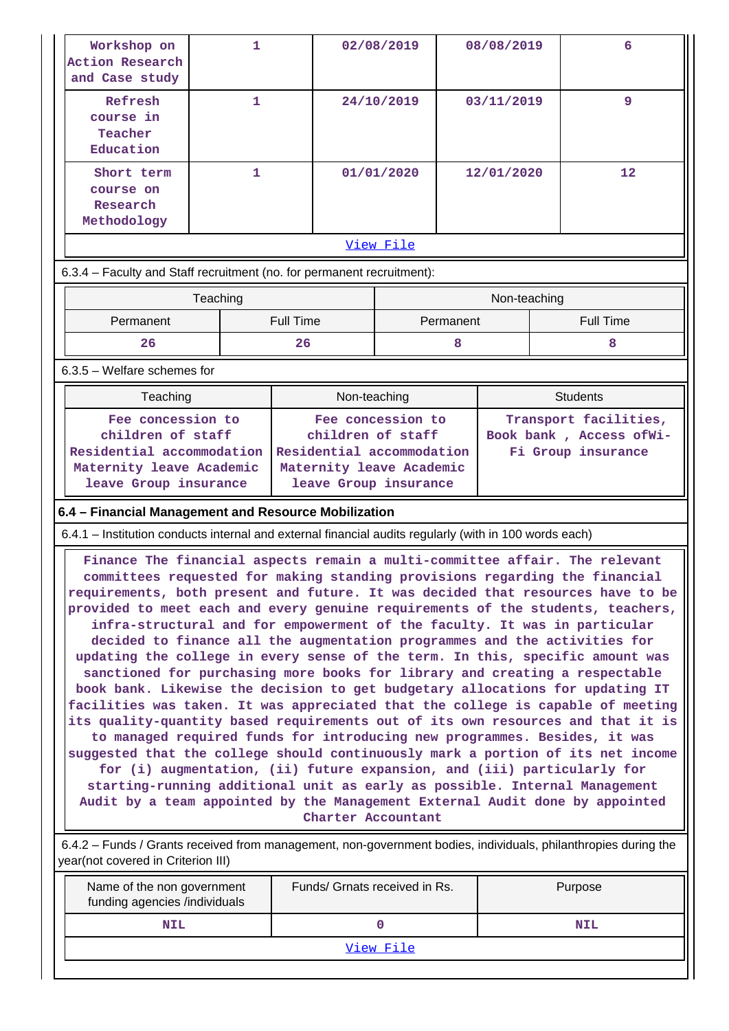| Workshop on Action Research and Case study | 1 | 02/08/2019 | 08/08/2019 | 6 |
|---|---|---|---|---|
| Refresh course in Teacher Education | 1 | 24/10/2019 | 03/11/2019 | 9 |
| Short term course on Research Methodology | 1 | 01/01/2020 | 12/01/2020 | 12 |

View File

6.3.4 – Faculty and Staff recruitment (no. for permanent recruitment):

| Teaching | | Non-teaching | |
|---|---|---|---|
| Permanent | Full Time | Permanent | Full Time |
| 26 | 26 | 8 | 8 |

6.3.5 – Welfare schemes for

| Teaching | Non-teaching | Students |
|---|---|---|
| Fee concession to children of staff Residential accommodation Maternity leave Academic leave Group insurance | Fee concession to children of staff Residential accommodation Maternity leave Academic leave Group insurance | Transport facilities, Book bank , Access ofWi-Fi Group insurance |

**6.4 – Financial Management and Resource Mobilization**

6.4.1 – Institution conducts internal and external financial audits regularly (with in 100 words each)

Finance The financial aspects remain a multi-committee affair. The relevant committees requested for making standing provisions regarding the financial requirements, both present and future. It was decided that resources have to be provided to meet each and every genuine requirements of the students, teachers, infra-structural and for empowerment of the faculty. It was in particular decided to finance all the augmentation programmes and the activities for updating the college in every sense of the term. In this, specific amount was sanctioned for purchasing more books for library and creating a respectable book bank. Likewise the decision to get budgetary allocations for updating IT facilities was taken. It was appreciated that the college is capable of meeting its quality-quantity based requirements out of its own resources and that it is to managed required funds for introducing new programmes. Besides, it was suggested that the college should continuously mark a portion of its net income for (i) augmentation, (ii) future expansion, and (iii) particularly for starting-running additional unit as early as possible. Internal Management Audit by a team appointed by the Management External Audit done by appointed Charter Accountant

6.4.2 – Funds / Grants received from management, non-government bodies, individuals, philanthropies during the year(not covered in Criterion III)

| Name of the non government funding agencies /individuals | Funds/ Grnats received in Rs. | Purpose |
|---|---|---|
| NIL | 0 | NIL |

View File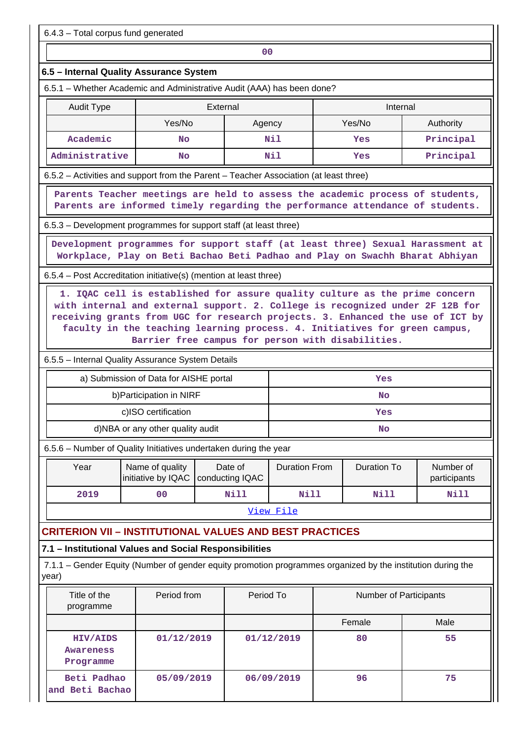6.4.3 – Total corpus fund generated

| 00 |
|---|

### 6.5 – Internal Quality Assurance System

6.5.1 – Whether Academic and Administrative Audit (AAA) has been done?

| Audit Type | External | | Internal | |
|---|---|---|---|---|
| | Yes/No | Agency | Yes/No | Authority |
| Academic | No | Nil | Yes | Principal |
| Administrative | No | Nil | Yes | Principal |

6.5.2 – Activities and support from the Parent – Teacher Association (at least three)

Parents Teacher meetings are held to assess the academic process of students, Parents are informed timely regarding the performance attendance of students.

6.5.3 – Development programmes for support staff (at least three)

Development programmes for support staff (at least three) Sexual Harassment at Workplace, Play on Beti Bachao Beti Padhao and Play on Swachh Bharat Abhiyan

6.5.4 – Post Accreditation initiative(s) (mention at least three)

1. IQAC cell is established for assure quality culture as the prime concern with internal and external support. 2. College is recognized under 2F 12B for receiving grants from UGC for research projects. 3. Enhanced the use of ICT by faculty in the teaching learning process. 4. Initiatives for green campus, Barrier free campus for person with disabilities.

6.5.5 – Internal Quality Assurance System Details

| | |
|---|---|
| a) Submission of Data for AISHE portal | Yes |
| b)Participation in NIRF | No |
| c)ISO certification | Yes |
| d)NBA or any other quality audit | No |

6.5.6 – Number of Quality Initiatives undertaken during the year

| Year | Name of quality initiative by IQAC | Date of conducting IQAC | Duration From | Duration To | Number of participants |
|---|---|---|---|---|---|
| 2019 | 00 | Nill | Nill | Nill | Nill |

View File

## CRITERION VII – INSTITUTIONAL VALUES AND BEST PRACTICES

### 7.1 – Institutional Values and Social Responsibilities

7.1.1 – Gender Equity (Number of gender equity promotion programmes organized by the institution during the year)

| Title of the programme | Period from | Period To | Number of Participants | |
|---|---|---|---|---|
| | | | Female | Male |
| HIV/AIDS Awareness Programme | 01/12/2019 | 01/12/2019 | 80 | 55 |
| Beti Padhao and Beti Bachao | 05/09/2019 | 06/09/2019 | 96 | 75 |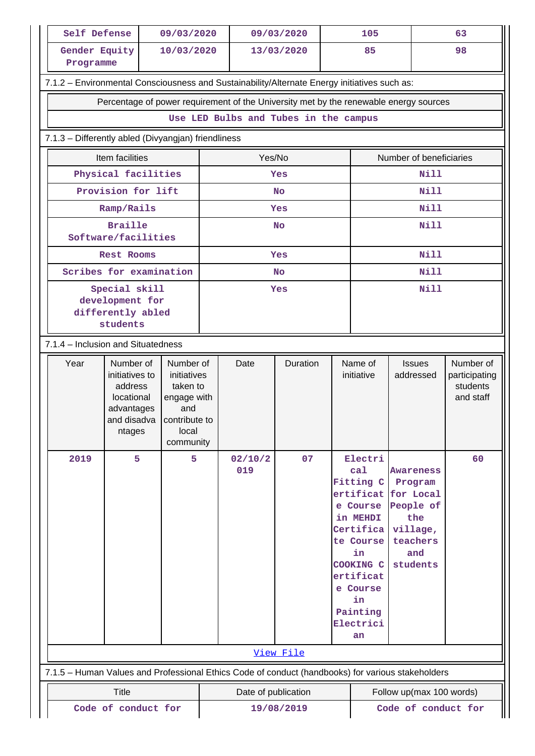| Self Defense | 09/03/2020 | 09/03/2020 | 105 | 63 |
|---|---|---|---|---|
| Gender Equity Programme | 10/03/2020 | 13/03/2020 | 85 | 98 |

7.1.2 – Environmental Consciousness and Sustainability/Alternate Energy initiatives such as:

| Percentage of power requirement of the University met by the renewable energy sources |
|---|
| Use LED Bulbs and Tubes in the campus |

7.1.3 – Differently abled (Divyangjan) friendliness

| Item facilities | Yes/No | Number of beneficiaries |
|---|---|---|
| Physical facilities | Yes | Nill |
| Provision for lift | No | Nill |
| Ramp/Rails | Yes | Nill |
| Braille Software/facilities | No | Nill |
| Rest Rooms | Yes | Nill |
| Scribes for examination | No | Nill |
| Special skill development for differently abled students | Yes | Nill |

7.1.4 – Inclusion and Situatedness

| Year | Number of initiatives to address locational advantages and disadvantages | Number of initiatives taken to engage with and contribute to local community | Date | Duration | Name of initiative | Issues addressed | Number of participating students and staff |
|---|---|---|---|---|---|---|---|
| 2019 | 5 | 5 | 02/10/2019 | 07 | Electrical Fitting Certificate Course in MEHDI Certificate Course in COOKING Certificate Course in Painting Electrician | Awareness Program for Local People of the village, teachers and students | 60 |

[View File]

7.1.5 – Human Values and Professional Ethics Code of conduct (handbooks) for various stakeholders

| Title | Date of publication | Follow up(max 100 words) |
|---|---|---|
| Code of conduct for | 19/08/2019 | Code of conduct for |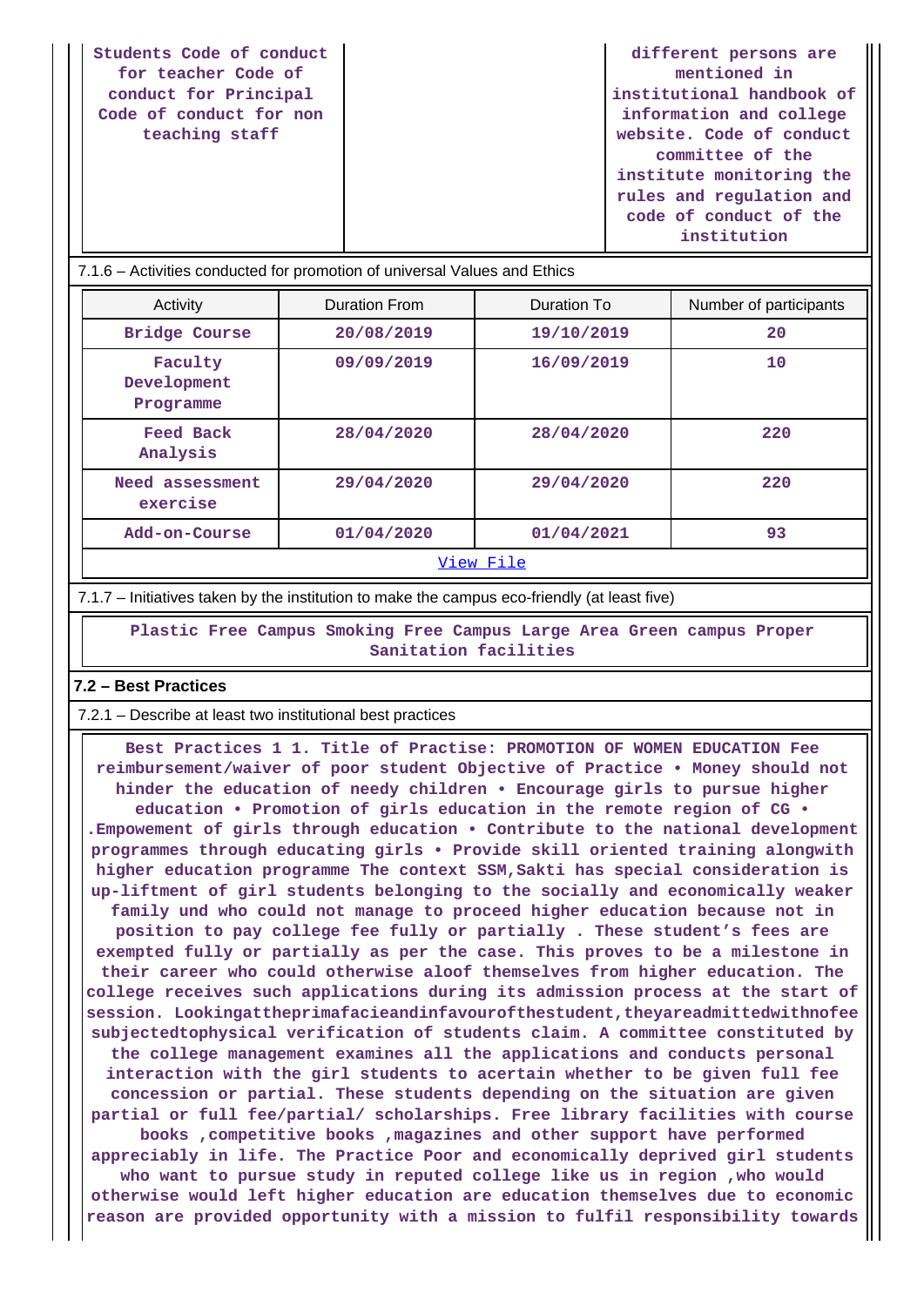| Students Code of conduct for teacher Code of conduct for Principal Code of conduct for non teaching staff | | different persons are mentioned in institutional handbook of information and college website. Code of conduct committee of the institute monitoring the rules and regulation and code of conduct of the institution |
|---|---|---|

7.1.6 – Activities conducted for promotion of universal Values and Ethics

| Activity | Duration From | Duration To | Number of participants |
|---|---|---|---|
| Bridge Course | 20/08/2019 | 19/10/2019 | 20 |
| Faculty Development Programme | 09/09/2019 | 16/09/2019 | 10 |
| Feed Back Analysis | 28/04/2020 | 28/04/2020 | 220 |
| Need assessment exercise | 29/04/2020 | 29/04/2020 | 220 |
| Add-on-Course | 01/04/2020 | 01/04/2021 | 93 |

View File

7.1.7 – Initiatives taken by the institution to make the campus eco-friendly (at least five)

Plastic Free Campus Smoking Free Campus Large Area Green campus Proper Sanitation facilities

**7.2 – Best Practices**

7.2.1 – Describe at least two institutional best practices

Best Practices 1 1. Title of Practise: PROMOTION OF WOMEN EDUCATION Fee reimbursement/waiver of poor student Objective of Practice • Money should not hinder the education of needy children • Encourage girls to pursue higher education • Promotion of girls education in the remote region of CG • .Empowement of girls through education • Contribute to the national development programmes through educating girls • Provide skill oriented training alongwith higher education programme The context SSM,Sakti has special consideration is up-liftment of girl students belonging to the socially and economically weaker family und who could not manage to proceed higher education because not in position to pay college fee fully or partially . These student's fees are exempted fully or partially as per the case. This proves to be a milestone in their career who could otherwise aloof themselves from higher education. The college receives such applications during its admission process at the start of session. Lookingattheprimafacieandinfavourofthestudent,theyareadmittedwithnofee subjectedtophysical verification of students claim. A committee constituted by the college management examines all the applications and conducts personal interaction with the girl students to acertain whether to be given full fee concession or partial. These students depending on the situation are given partial or full fee/partial/ scholarships. Free library facilities with course books ,competitive books ,magazines and other support have performed appreciably in life. The Practice Poor and economically deprived girl students who want to pursue study in reputed college like us in region ,who would otherwise would left higher education are education themselves due to economic reason are provided opportunity with a mission to fulfil responsibility towards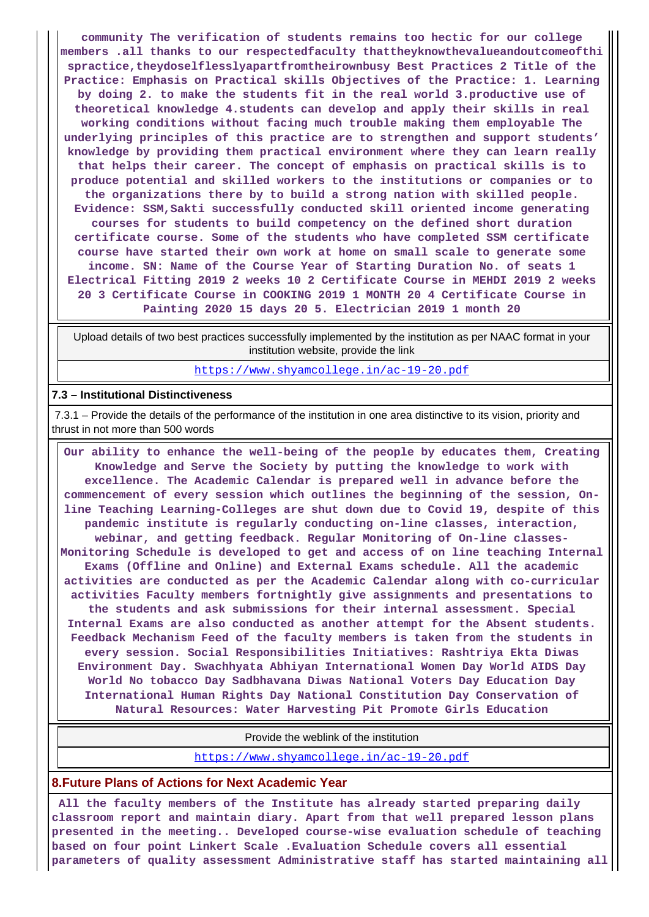**community The verification of students remains too hectic for our college members .all thanks to our respectedfaculty thattheyknowthevalueandoutcomeofthispractice,theydoselflesslyapartfromtheirownbusy Best Practices 2 Title of the Practice: Emphasis on Practical skills Objectives of the Practice: 1. Learning by doing 2. to make the students fit in the real world 3.productive use of theoretical knowledge 4.students can develop and apply their skills in real working conditions without facing much trouble making them employable The underlying principles of this practice are to strengthen and support students' knowledge by providing them practical environment where they can learn really that helps their career. The concept of emphasis on practical skills is to produce potential and skilled workers to the institutions or companies or to the organizations there by to build a strong nation with skilled people. Evidence: SSM,Sakti successfully conducted skill oriented income generating courses for students to build competency on the defined short duration certificate course. Some of the students who have completed SSM certificate course have started their own work at home on small scale to generate some income. SN: Name of the Course Year of Starting Duration No. of seats 1 Electrical Fitting 2019 2 weeks 10 2 Certificate Course in MEHDI 2019 2 weeks 20 3 Certificate Course in COOKING 2019 1 MONTH 20 4 Certificate Course in Painting 2020 15 days 20 5. Electrician 2019 1 month 20**

| Upload details of two best practices successfully implemented by the institution as per NAAC format in your institution website, provide the link |
|---|
| https://www.shyamcollege.in/ac-19-20.pdf |

**7.3 – Institutional Distinctiveness**

7.3.1 – Provide the details of the performance of the institution in one area distinctive to its vision, priority and thrust in not more than 500 words

**Our ability to enhance the well-being of the people by educates them, Creating Knowledge and Serve the Society by putting the knowledge to work with excellence. The Academic Calendar is prepared well in advance before the commencement of every session which outlines the beginning of the session, On-line Teaching Learning-Colleges are shut down due to Covid 19, despite of this pandemic institute is regularly conducting on-line classes, interaction, webinar, and getting feedback. Regular Monitoring of On-line classes-Monitoring Schedule is developed to get and access of on line teaching Internal Exams (Offline and Online) and External Exams schedule. All the academic activities are conducted as per the Academic Calendar along with co-curricular activities Faculty members fortnightly give assignments and presentations to the students and ask submissions for their internal assessment. Special Internal Exams are also conducted as another attempt for the Absent students. Feedback Mechanism Feed of the faculty members is taken from the students in every session. Social Responsibilities Initiatives: Rashtriya Ekta Diwas Environment Day. Swachhyata Abhiyan International Women Day World AIDS Day World No tobacco Day Sadbhavana Diwas National Voters Day Education Day International Human Rights Day National Constitution Day Conservation of Natural Resources: Water Harvesting Pit Promote Girls Education**

| Provide the weblink of the institution |
|---|
| https://www.shyamcollege.in/ac-19-20.pdf |

## 8.Future Plans of Actions for Next Academic Year

**All the faculty members of the Institute has already started preparing daily classroom report and maintain diary. Apart from that well prepared lesson plans presented in the meeting.. Developed course-wise evaluation schedule of teaching based on four point Linkert Scale .Evaluation Schedule covers all essential parameters of quality assessment Administrative staff has started maintaining all**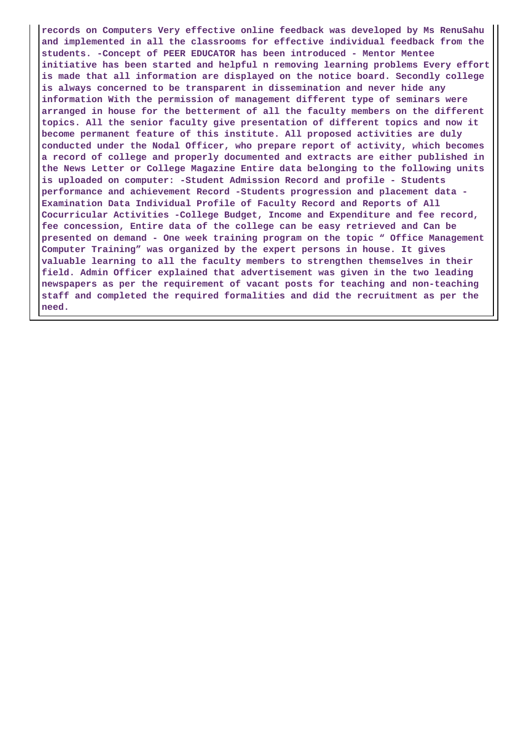**records on Computers Very effective online feedback was developed by Ms RenuSahu and implemented in all the classrooms for effective individual feedback from the students. -Concept of PEER EDUCATOR has been introduced - Mentor Mentee initiative has been started and helpful n removing learning problems Every effort is made that all information are displayed on the notice board. Secondly college is always concerned to be transparent in dissemination and never hide any information With the permission of management different type of seminars were arranged in house for the betterment of all the faculty members on the different topics. All the senior faculty give presentation of different topics and now it become permanent feature of this institute. All proposed activities are duly conducted under the Nodal Officer, who prepare report of activity, which becomes a record of college and properly documented and extracts are either published in the News Letter or College Magazine Entire data belonging to the following units is uploaded on computer: -Student Admission Record and profile - Students performance and achievement Record -Students progression and placement data - Examination Data Individual Profile of Faculty Record and Reports of All Cocurricular Activities -College Budget, Income and Expenditure and fee record, fee concession, Entire data of the college can be easy retrieved and Can be presented on demand - One week training program on the topic " Office Management Computer Training" was organized by the expert persons in house. It gives valuable learning to all the faculty members to strengthen themselves in their field. Admin Officer explained that advertisement was given in the two leading newspapers as per the requirement of vacant posts for teaching and non-teaching staff and completed the required formalities and did the recruitment as per the need.**